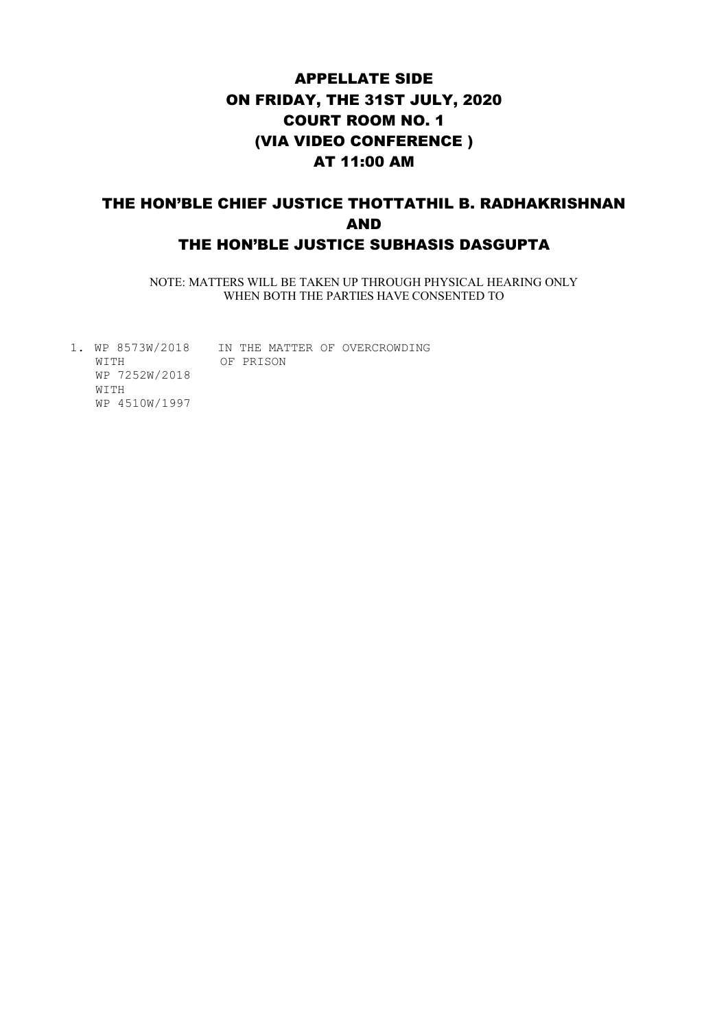# APPELLATE SIDE
# ON FRIDAY, THE 31ST JULY, 2020
# COURT ROOM NO. 1
# (VIA VIDEO CONFERENCE )
# AT 11:00 AM

## THE HON'BLE CHIEF JUSTICE THOTTATHIL B. RADHAKRISHNAN
## AND
## THE HON'BLE JUSTICE SUBHASIS DASGUPTA

NOTE: MATTERS WILL BE TAKEN UP THROUGH PHYSICAL HEARING ONLY WHEN BOTH THE PARTIES HAVE CONSENTED TO

```
1. WP 8573W/2018    IN THE MATTER OF OVERCROWDING
   WITH             OF PRISON
   WP 7252W/2018
   WITH
   WP 4510W/1997
```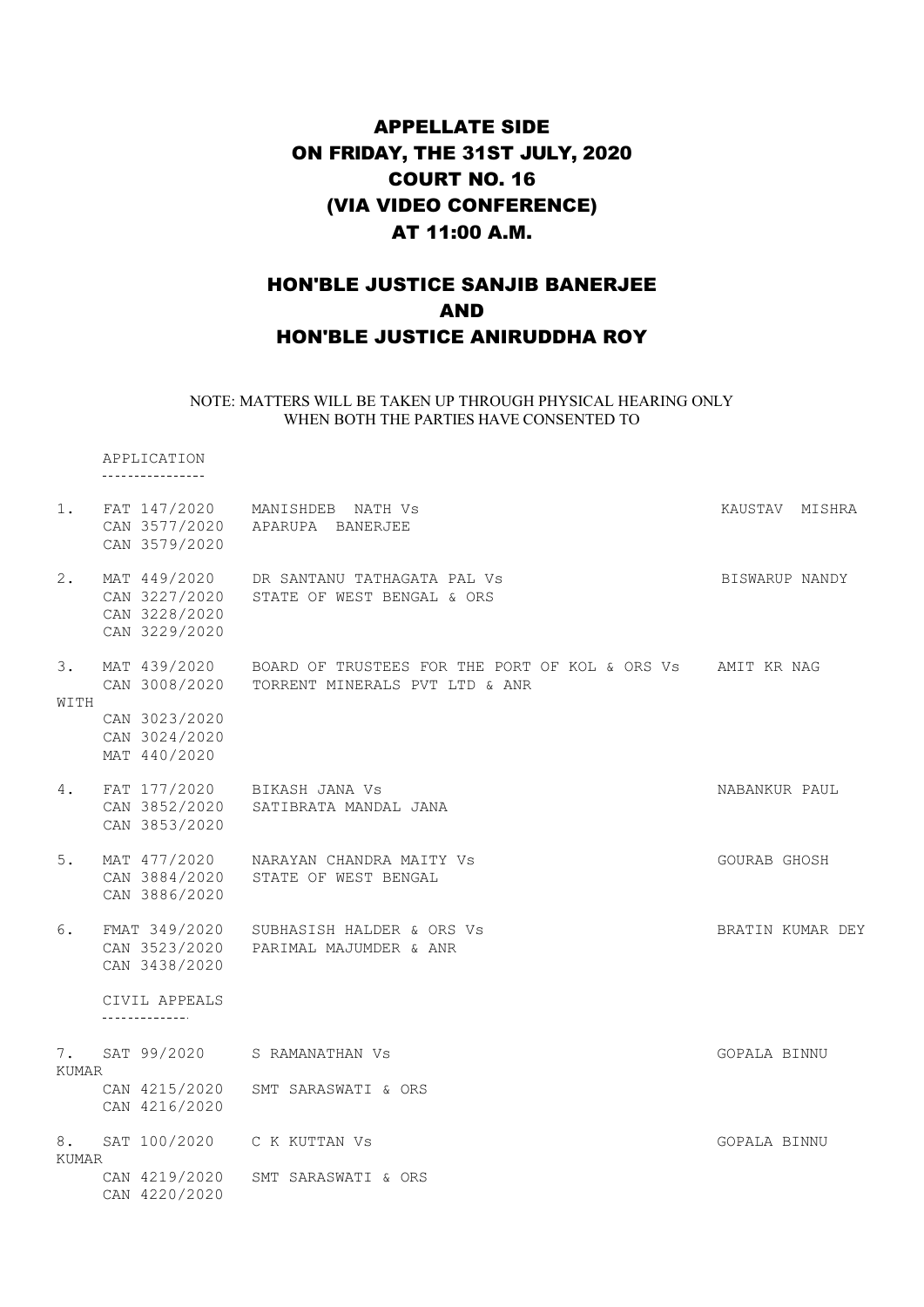# APPELLATE SIDE
# ON FRIDAY, THE 31ST JULY, 2020
# COURT NO. 16
# (VIA VIDEO CONFERENCE)
# AT 11:00 A.M.

## HON'BLE JUSTICE SANJIB BANERJEE
## AND
## HON'BLE JUSTICE ANIRUDDHA ROY

NOTE: MATTERS WILL BE TAKEN UP THROUGH PHYSICAL HEARING ONLY WHEN BOTH THE PARTIES HAVE CONSENTED TO

APPLICATION

---

1. FAT 147/2020 MANISHDEB NATH Vs APARUPA BANERJEE — KAUSTAV MISHRA
   CAN 3577/2020
   CAN 3579/2020

2. MAT 449/2020 DR SANTANU TATHAGATA PAL Vs STATE OF WEST BENGAL & ORS — BISWARUP NANDY
   CAN 3227/2020
   CAN 3228/2020
   CAN 3229/2020

3. MAT 439/2020 BOARD OF TRUSTEES FOR THE PORT OF KOL & ORS Vs TORRENT MINERALS PVT LTD & ANR — AMIT KR NAG
   CAN 3008/2020
   WITH
   CAN 3023/2020
   CAN 3024/2020
   MAT 440/2020

4. FAT 177/2020 BIKASH JANA Vs SATIBRATA MANDAL JANA — NABANKUR PAUL
   CAN 3852/2020
   CAN 3853/2020

5. MAT 477/2020 NARAYAN CHANDRA MAITY Vs STATE OF WEST BENGAL — GOURAB GHOSH
   CAN 3884/2020
   CAN 3886/2020

6. FMAT 349/2020 SUBHASISH HALDER & ORS Vs PARIMAL MAJUMDER & ANR — BRATIN KUMAR DEY
   CAN 3523/2020
   CAN 3438/2020

CIVIL APPEALS

---

7. SAT 99/2020 S RAMANATHAN Vs SMT SARASWATI & ORS — GOPALA BINNU KUMAR
   CAN 4215/2020
   CAN 4216/2020

8. SAT 100/2020 C K KUTTAN Vs SMT SARASWATI & ORS — GOPALA BINNU KUMAR
   CAN 4219/2020
   CAN 4220/2020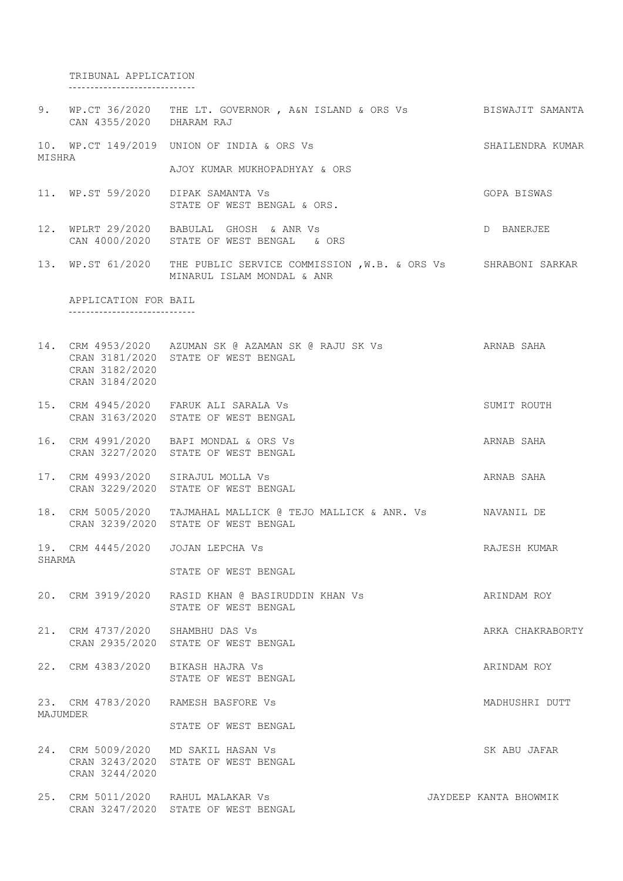## TRIBUNAL APPLICATION

| No. | Case No. | Parties | Advocate |
|---|---|---|---|
| 9. | WP.CT 36/2020<br>CAN 4355/2020 | THE LT. GOVERNOR , A&N ISLAND & ORS Vs<br>DHARAM RAJ | BISWAJIT SAMANTA |
| 10. | WP.CT 149/2019 | UNION OF INDIA & ORS Vs<br>AJOY KUMAR MUKHOPADHYAY & ORS | SHAILENDRA KUMAR MISHRA |
| 11. | WP.ST 59/2020 | DIPAK SAMANTA Vs<br>STATE OF WEST BENGAL & ORS. | GOPA BISWAS |
| 12. | WPLRT 29/2020<br>CAN 4000/2020 | BABULAL GHOSH & ANR Vs<br>STATE OF WEST BENGAL & ORS | D BANERJEE |
| 13. | WP.ST 61/2020 | THE PUBLIC SERVICE COMMISSION ,W.B. & ORS Vs<br>MINARUL ISLAM MONDAL & ANR | SHRABONI SARKAR |

## APPLICATION FOR BAIL

| No. | Case No. | Parties | Advocate |
|---|---|---|---|
| 14. | CRM 4953/2020<br>CRAN 3181/2020<br>CRAN 3182/2020<br>CRAN 3184/2020 | AZUMAN SK @ AZAMAN SK @ RAJU SK Vs<br>STATE OF WEST BENGAL | ARNAB SAHA |
| 15. | CRM 4945/2020<br>CRAN 3163/2020 | FARUK ALI SARALA Vs<br>STATE OF WEST BENGAL | SUMIT ROUTH |
| 16. | CRM 4991/2020<br>CRAN 3227/2020 | BAPI MONDAL & ORS Vs<br>STATE OF WEST BENGAL | ARNAB SAHA |
| 17. | CRM 4993/2020<br>CRAN 3229/2020 | SIRAJUL MOLLA Vs<br>STATE OF WEST BENGAL | ARNAB SAHA |
| 18. | CRM 5005/2020<br>CRAN 3239/2020 | TAJMAHAL MALLICK @ TEJO MALLICK & ANR. Vs<br>STATE OF WEST BENGAL | NAVANIL DE |
| 19. | CRM 4445/2020 | JOJAN LEPCHA Vs<br>STATE OF WEST BENGAL | RAJESH KUMAR SHARMA |
| 20. | CRM 3919/2020 | RASID KHAN @ BASIRUDDIN KHAN Vs<br>STATE OF WEST BENGAL | ARINDAM ROY |
| 21. | CRM 4737/2020<br>CRAN 2935/2020 | SHAMBHU DAS Vs<br>STATE OF WEST BENGAL | ARKA CHAKRABORTY |
| 22. | CRM 4383/2020 | BIKASH HAJRA Vs<br>STATE OF WEST BENGAL | ARINDAM ROY |
| 23. | CRM 4783/2020 | RAMESH BASFORE Vs<br>STATE OF WEST BENGAL | MADHUSHRI DUTT MAJUMDER |
| 24. | CRM 5009/2020<br>CRAN 3243/2020<br>CRAN 3244/2020 | MD SAKIL HASAN Vs<br>STATE OF WEST BENGAL | SK ABU JAFAR |
| 25. | CRM 5011/2020<br>CRAN 3247/2020 | RAHUL MALAKAR Vs<br>STATE OF WEST BENGAL | JAYDEEP KANTA BHOWMIK |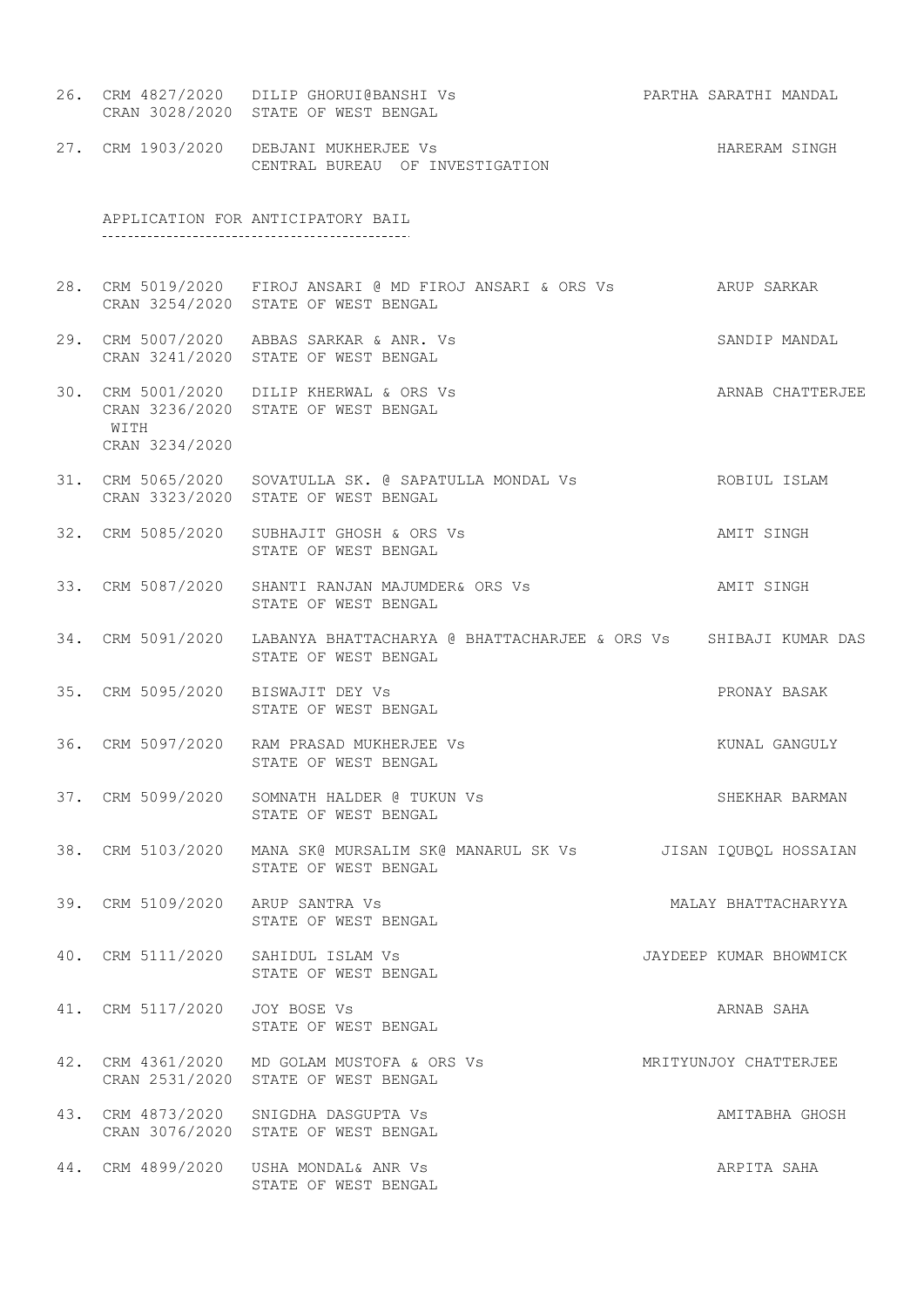| | | | |
|---|---|---|---|
| 26. | CRM 4827/2020<br>CRAN 3028/2020 | DILIP GHORUI@BANSHI Vs<br>STATE OF WEST BENGAL | PARTHA SARATHI MANDAL |
| 27. | CRM 1903/2020 | DEBJANI MUKHERJEE Vs<br>CENTRAL BUREAU OF INVESTIGATION | HARERAM SINGH |

APPLICATION FOR ANTICIPATORY BAIL

| | | | |
|---|---|---|---|
| 28. | CRM 5019/2020<br>CRAN 3254/2020 | FIROJ ANSARI @ MD FIROJ ANSARI & ORS Vs<br>STATE OF WEST BENGAL | ARUP SARKAR |
| 29. | CRM 5007/2020<br>CRAN 3241/2020 | ABBAS SARKAR & ANR. Vs<br>STATE OF WEST BENGAL | SANDIP MANDAL |
| 30. | CRM 5001/2020<br>CRAN 3236/2020<br>WITH<br>CRAN 3234/2020 | DILIP KHERWAL & ORS Vs<br>STATE OF WEST BENGAL | ARNAB CHATTERJEE |
| 31. | CRM 5065/2020<br>CRAN 3323/2020 | SOVATULLA SK. @ SAPATULLA MONDAL Vs<br>STATE OF WEST BENGAL | ROBIUL ISLAM |
| 32. | CRM 5085/2020 | SUBHAJIT GHOSH & ORS Vs<br>STATE OF WEST BENGAL | AMIT SINGH |
| 33. | CRM 5087/2020 | SHANTI RANJAN MAJUMDER& ORS Vs<br>STATE OF WEST BENGAL | AMIT SINGH |
| 34. | CRM 5091/2020 | LABANYA BHATTACHARYA @ BHATTACHARJEE & ORS Vs<br>STATE OF WEST BENGAL | SHIBAJI KUMAR DAS |
| 35. | CRM 5095/2020 | BISWAJIT DEY Vs<br>STATE OF WEST BENGAL | PRONAY BASAK |
| 36. | CRM 5097/2020 | RAM PRASAD MUKHERJEE Vs<br>STATE OF WEST BENGAL | KUNAL GANGULY |
| 37. | CRM 5099/2020 | SOMNATH HALDER @ TUKUN Vs<br>STATE OF WEST BENGAL | SHEKHAR BARMAN |
| 38. | CRM 5103/2020 | MANA SK@ MURSALIM SK@ MANARUL SK Vs<br>STATE OF WEST BENGAL | JISAN IQUBQL HOSSAIAN |
| 39. | CRM 5109/2020 | ARUP SANTRA Vs<br>STATE OF WEST BENGAL | MALAY BHATTACHARYYA |
| 40. | CRM 5111/2020 | SAHIDUL ISLAM Vs<br>STATE OF WEST BENGAL | JAYDEEP KUMAR BHOWMICK |
| 41. | CRM 5117/2020 | JOY BOSE Vs<br>STATE OF WEST BENGAL | ARNAB SAHA |
| 42. | CRM 4361/2020<br>CRAN 2531/2020 | MD GOLAM MUSTOFA & ORS Vs<br>STATE OF WEST BENGAL | MRITYUNJOY CHATTERJEE |
| 43. | CRM 4873/2020<br>CRAN 3076/2020 | SNIGDHA DASGUPTA Vs<br>STATE OF WEST BENGAL | AMITABHA GHOSH |
| 44. | CRM 4899/2020 | USHA MONDAL& ANR Vs<br>STATE OF WEST BENGAL | ARPITA SAHA |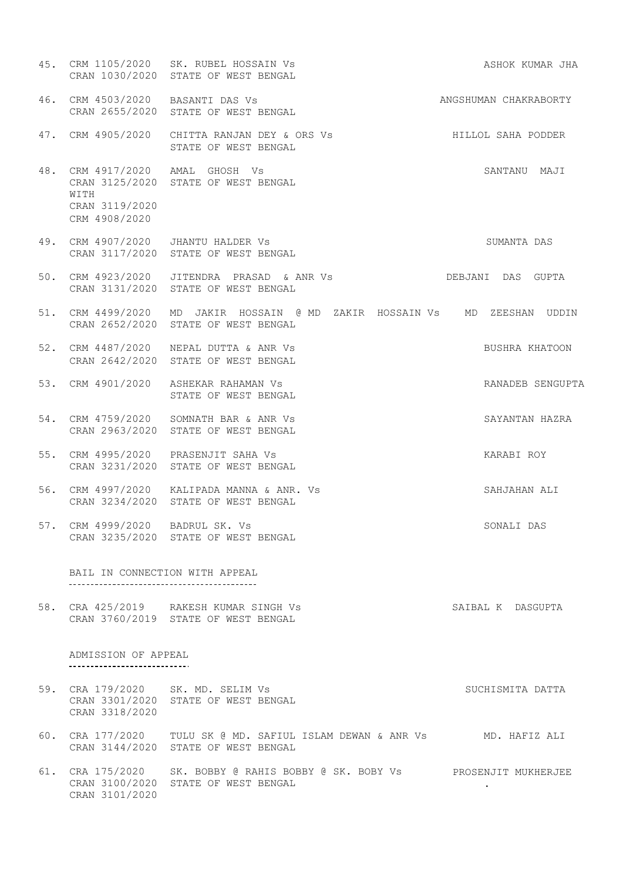45. CRM 1105/2020 CRAN 1030/2020 SK. RUBEL HOSSAIN Vs STATE OF WEST BENGAL — ASHOK KUMAR JHA

46. CRM 4503/2020 CRAN 2655/2020 BASANTI DAS Vs STATE OF WEST BENGAL — ANGSHUMAN CHAKRABORTY

47. CRM 4905/2020 CHITTA RANJAN DEY & ORS Vs STATE OF WEST BENGAL — HILLOL SAHA PODDER

48. CRM 4917/2020 CRAN 3125/2020 AMAL GHOSH Vs STATE OF WEST BENGAL — SANTANU MAJI
    WITH
    CRAN 3119/2020
    CRM 4908/2020

49. CRM 4907/2020 CRAN 3117/2020 JHANTU HALDER Vs STATE OF WEST BENGAL — SUMANTA DAS

50. CRM 4923/2020 CRAN 3131/2020 JITENDRA PRASAD & ANR Vs STATE OF WEST BENGAL — DEBJANI DAS GUPTA

51. CRM 4499/2020 CRAN 2652/2020 MD JAKIR HOSSAIN @ MD ZAKIR HOSSAIN Vs STATE OF WEST BENGAL — MD ZEESHAN UDDIN

52. CRM 4487/2020 CRAN 2642/2020 NEPAL DUTTA & ANR Vs STATE OF WEST BENGAL — BUSHRA KHATOON

53. CRM 4901/2020 ASHEKAR RAHAMAN Vs STATE OF WEST BENGAL — RANADEB SENGUPTA

54. CRM 4759/2020 CRAN 2963/2020 SOMNATH BAR & ANR Vs STATE OF WEST BENGAL — SAYANTAN HAZRA

55. CRM 4995/2020 CRAN 3231/2020 PRASENJIT SAHA Vs STATE OF WEST BENGAL — KARABI ROY

56. CRM 4997/2020 CRAN 3234/2020 KALIPADA MANNA & ANR. Vs STATE OF WEST BENGAL — SAHJAHAN ALI

57. CRM 4999/2020 CRAN 3235/2020 BADRUL SK. Vs STATE OF WEST BENGAL — SONALI DAS

BAIL IN CONNECTION WITH APPEAL

58. CRA 425/2019 CRAN 3760/2019 RAKESH KUMAR SINGH Vs STATE OF WEST BENGAL — SAIBAL K DASGUPTA

ADMISSION OF APPEAL

59. CRA 179/2020 CRAN 3301/2020 CRAN 3318/2020 SK. MD. SELIM Vs STATE OF WEST BENGAL — SUCHISMITA DATTA

60. CRA 177/2020 CRAN 3144/2020 TULU SK @ MD. SAFIUL ISLAM DEWAN & ANR Vs STATE OF WEST BENGAL — MD. HAFIZ ALI

61. CRA 175/2020 CRAN 3100/2020 CRAN 3101/2020 SK. BOBBY @ RAHIS BOBBY @ SK. BOBY Vs STATE OF WEST BENGAL — PROSENJIT MUKHERJEE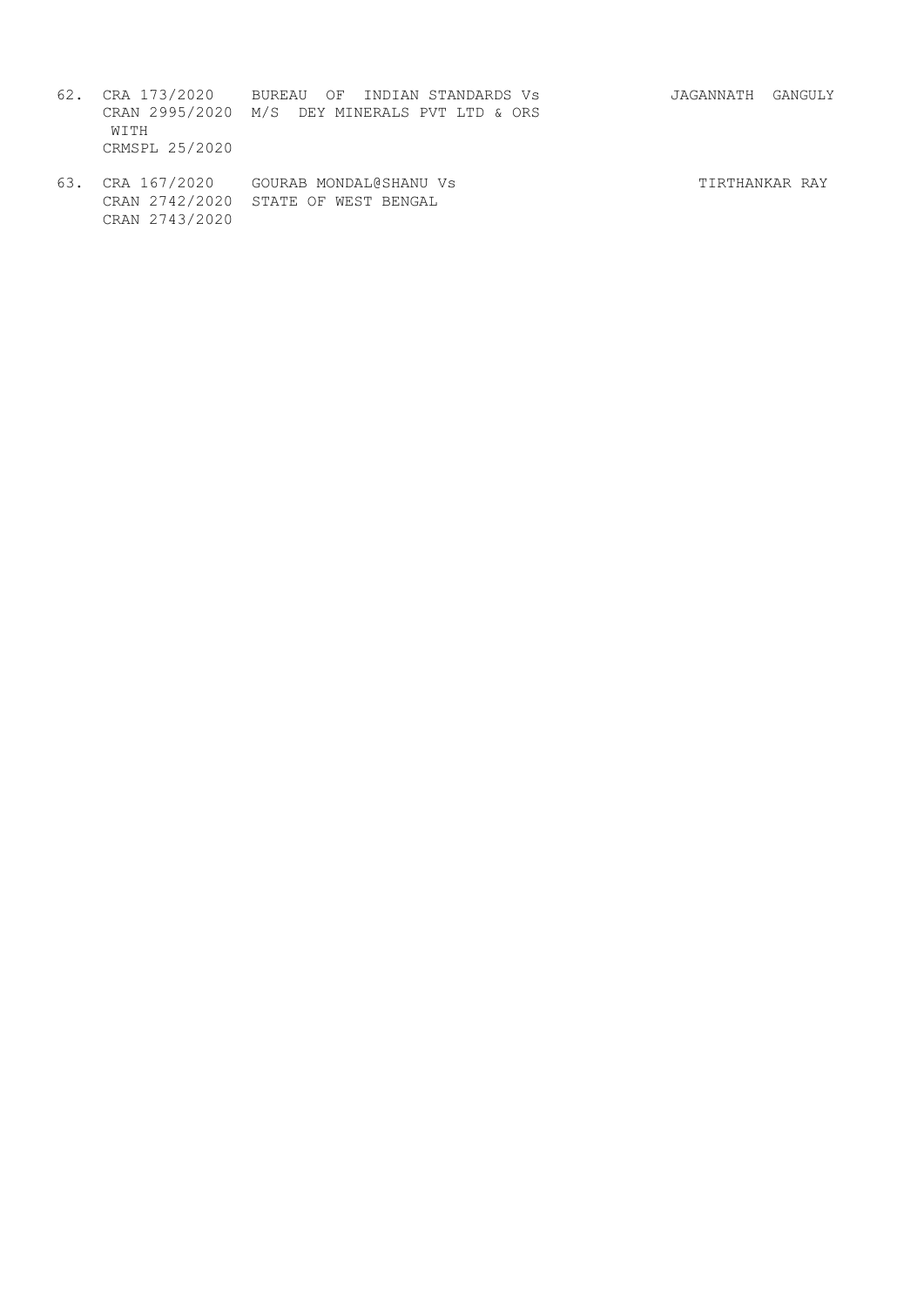| No. | Case No. | Parties | Advocate |
|---|---|---|---|
| 62. | CRA 173/2020<br>CRAN 2995/2020<br>WITH<br>CRMSPL 25/2020 | BUREAU OF INDIAN STANDARDS Vs<br>M/S DEY MINERALS PVT LTD & ORS | JAGANNATH GANGULY |
| 63. | CRA 167/2020<br>CRAN 2742/2020<br>CRAN 2743/2020 | GOURAB MONDAL@SHANU Vs<br>STATE OF WEST BENGAL | TIRTHANKAR RAY |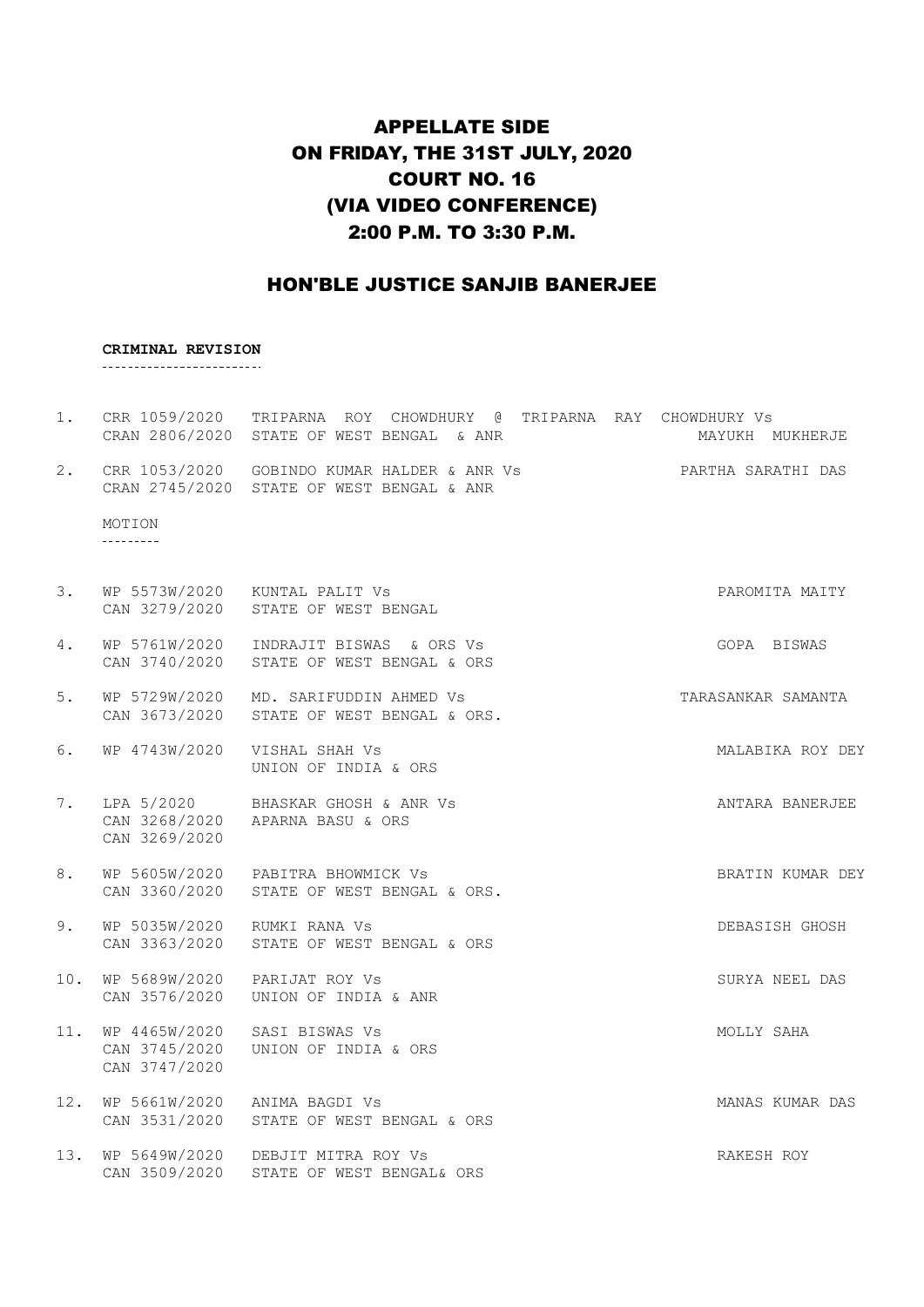# APPELLATE SIDE
# ON FRIDAY, THE 31ST JULY, 2020
# COURT NO. 16
# (VIA VIDEO CONFERENCE)
# 2:00 P.M. TO 3:30 P.M.

## HON'BLE JUSTICE SANJIB BANERJEE

**CRIMINAL REVISION**

| No. | Case No. | Parties | Advocate |
|---|---|---|---|
| 1. | CRR 1059/2020<br>CRAN 2806/2020 | TRIPARNA ROY CHOWDHURY @ TRIPARNA RAY CHOWDHURY Vs<br>STATE OF WEST BENGAL & ANR | MAYUKH MUKHERJE |
| 2. | CRR 1053/2020<br>CRAN 2745/2020 | GOBINDO KUMAR HALDER & ANR Vs<br>STATE OF WEST BENGAL & ANR | PARTHA SARATHI DAS |

MOTION

| No. | Case No. | Parties | Advocate |
|---|---|---|---|
| 3. | WP 5573W/2020<br>CAN 3279/2020 | KUNTAL PALIT Vs<br>STATE OF WEST BENGAL | PAROMITA MAITY |
| 4. | WP 5761W/2020<br>CAN 3740/2020 | INDRAJIT BISWAS & ORS Vs<br>STATE OF WEST BENGAL & ORS | GOPA BISWAS |
| 5. | WP 5729W/2020<br>CAN 3673/2020 | MD. SARIFUDDIN AHMED Vs<br>STATE OF WEST BENGAL & ORS. | TARASANKAR SAMANTA |
| 6. | WP 4743W/2020 | VISHAL SHAH Vs<br>UNION OF INDIA & ORS | MALABIKA ROY DEY |
| 7. | LPA 5/2020<br>CAN 3268/2020<br>CAN 3269/2020 | BHASKAR GHOSH & ANR Vs<br>APARNA BASU & ORS | ANTARA BANERJEE |
| 8. | WP 5605W/2020<br>CAN 3360/2020 | PABITRA BHOWMICK Vs<br>STATE OF WEST BENGAL & ORS. | BRATIN KUMAR DEY |
| 9. | WP 5035W/2020<br>CAN 3363/2020 | RUMKI RANA Vs<br>STATE OF WEST BENGAL & ORS | DEBASISH GHOSH |
| 10. | WP 5689W/2020<br>CAN 3576/2020 | PARIJAT ROY Vs<br>UNION OF INDIA & ANR | SURYA NEEL DAS |
| 11. | WP 4465W/2020<br>CAN 3745/2020<br>CAN 3747/2020 | SASI BISWAS Vs<br>UNION OF INDIA & ORS | MOLLY SAHA |
| 12. | WP 5661W/2020<br>CAN 3531/2020 | ANIMA BAGDI Vs<br>STATE OF WEST BENGAL & ORS | MANAS KUMAR DAS |
| 13. | WP 5649W/2020<br>CAN 3509/2020 | DEBJIT MITRA ROY Vs<br>STATE OF WEST BENGAL& ORS | RAKESH ROY |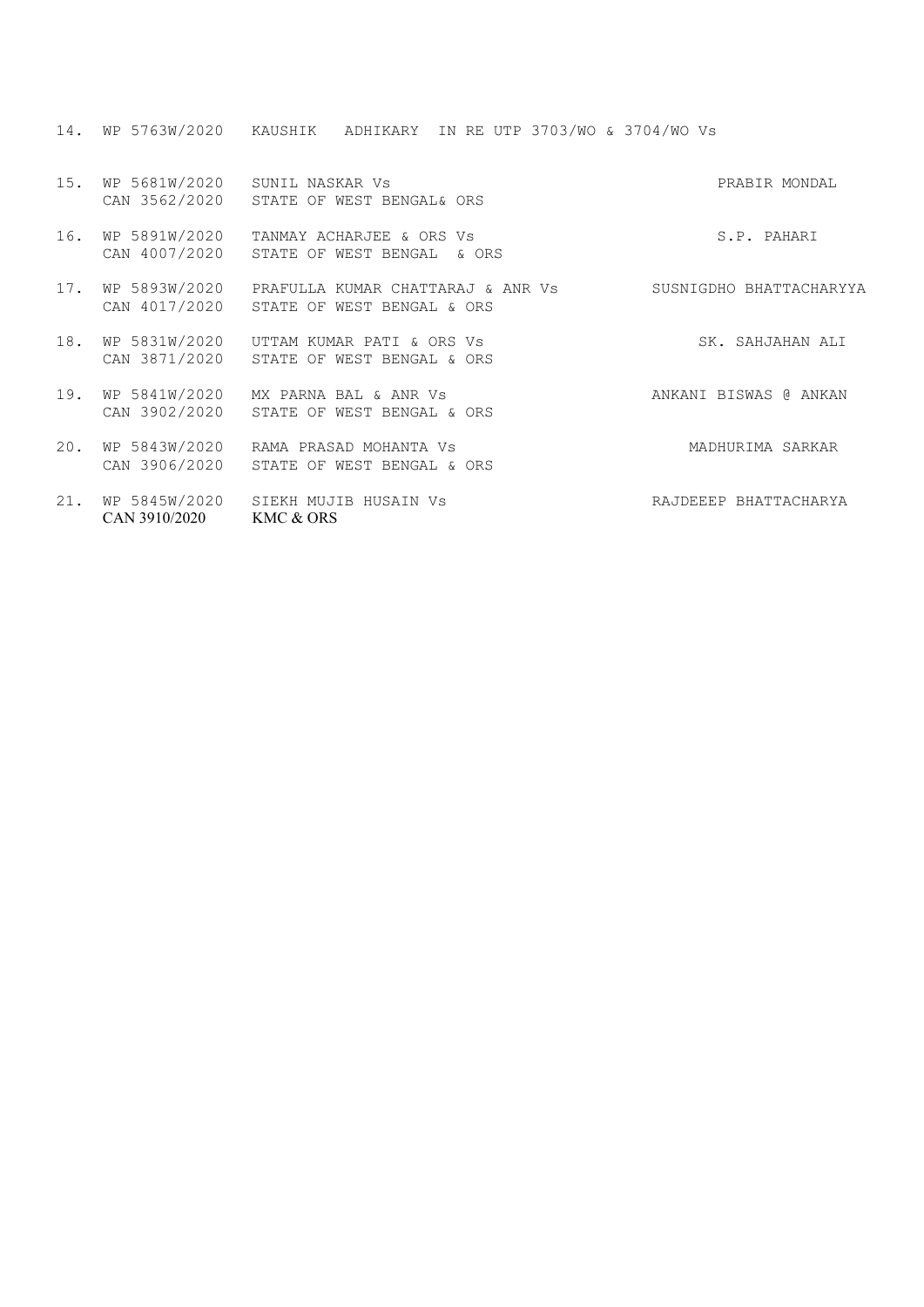| No. | Case No. | Parties | Advocate |
|---|---|---|---|
| 14. | WP 5763W/2020 | KAUSHIK ADHIKARY IN RE UTP 3703/WO & 3704/WO Vs | |
| 15. | WP 5681W/2020<br>CAN 3562/2020 | SUNIL NASKAR Vs<br>STATE OF WEST BENGAL& ORS | PRABIR MONDAL |
| 16. | WP 5891W/2020<br>CAN 4007/2020 | TANMAY ACHARJEE & ORS Vs<br>STATE OF WEST BENGAL & ORS | S.P. PAHARI |
| 17. | WP 5893W/2020<br>CAN 4017/2020 | PRAFULLA KUMAR CHATTARAJ & ANR Vs<br>STATE OF WEST BENGAL & ORS | SUSNIGDHO BHATTACHARYYA |
| 18. | WP 5831W/2020<br>CAN 3871/2020 | UTTAM KUMAR PATI & ORS Vs<br>STATE OF WEST BENGAL & ORS | SK. SAHJAHAN ALI |
| 19. | WP 5841W/2020<br>CAN 3902/2020 | MX PARNA BAL & ANR Vs<br>STATE OF WEST BENGAL & ORS | ANKANI BISWAS @ ANKAN |
| 20. | WP 5843W/2020<br>CAN 3906/2020 | RAMA PRASAD MOHANTA Vs<br>STATE OF WEST BENGAL & ORS | MADHURIMA SARKAR |
| 21. | WP 5845W/2020<br>CAN 3910/2020 | SIEKH MUJIB HUSAIN Vs<br>KMC & ORS | RAJDEEEP BHATTACHARYA |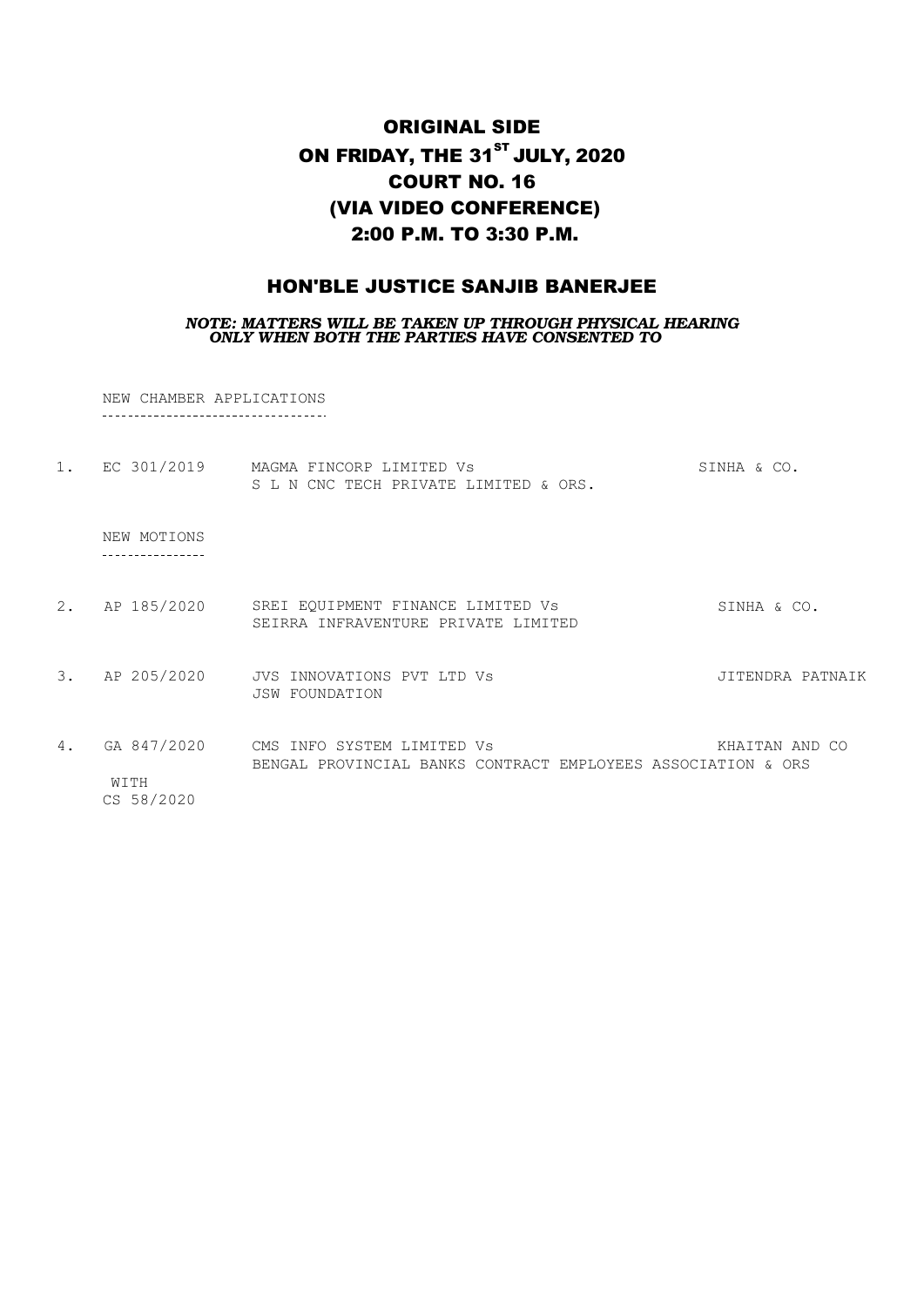# ORIGINAL SIDE
# ON FRIDAY, THE 31ST JULY, 2020
# COURT NO. 16
# (VIA VIDEO CONFERENCE)
# 2:00 P.M. TO 3:30 P.M.

## HON'BLE JUSTICE SANJIB BANERJEE

***NOTE: MATTERS WILL BE TAKEN UP THROUGH PHYSICAL HEARING ONLY WHEN BOTH THE PARTIES HAVE CONSENTED TO***

NEW CHAMBER APPLICATIONS

1. EC 301/2019 — MAGMA FINCORP LIMITED Vs S L N CNC TECH PRIVATE LIMITED & ORS. — SINHA & CO.

NEW MOTIONS

2. AP 185/2020 — SREI EQUIPMENT FINANCE LIMITED Vs SEIRRA INFRAVENTURE PRIVATE LIMITED — SINHA & CO.

3. AP 205/2020 — JVS INNOVATIONS PVT LTD Vs JSW FOUNDATION — JITENDRA PATNAIK

4. GA 847/2020 WITH CS 58/2020 — CMS INFO SYSTEM LIMITED Vs BENGAL PROVINCIAL BANKS CONTRACT EMPLOYEES ASSOCIATION & ORS — KHAITAN AND CO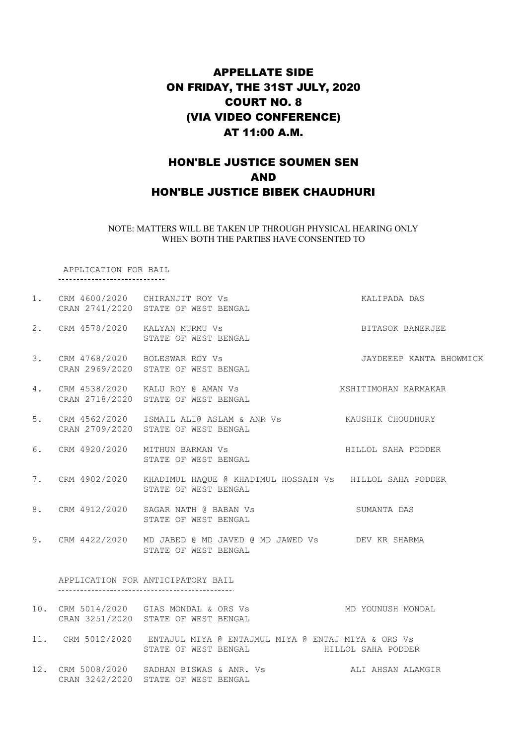# APPELLATE SIDE
# ON FRIDAY, THE 31ST JULY, 2020
# COURT NO. 8
# (VIA VIDEO CONFERENCE)
# AT 11:00 A.M.

## HON'BLE JUSTICE SOUMEN SEN
## AND
## HON'BLE JUSTICE BIBEK CHAUDHURI

NOTE: MATTERS WILL BE TAKEN UP THROUGH PHYSICAL HEARING ONLY WHEN BOTH THE PARTIES HAVE CONSENTED TO

APPLICATION FOR BAIL

| No. | Case No. | Parties | Advocate |
|---|---|---|---|
| 1. | CRM 4600/2020<br>CRAN 2741/2020 | CHIRANJIT ROY Vs<br>STATE OF WEST BENGAL | KALIPADA DAS |
| 2. | CRM 4578/2020 | KALYAN MURMU Vs<br>STATE OF WEST BENGAL | BITASOK BANERJEE |
| 3. | CRM 4768/2020<br>CRAN 2969/2020 | BOLESWAR ROY Vs<br>STATE OF WEST BENGAL | JAYDEEEP KANTA BHOWMICK |
| 4. | CRM 4538/2020<br>CRAN 2718/2020 | KALU ROY @ AMAN Vs<br>STATE OF WEST BENGAL | KSHITIMOHAN KARMAKAR |
| 5. | CRM 4562/2020<br>CRAN 2709/2020 | ISMAIL ALI@ ASLAM & ANR Vs<br>STATE OF WEST BENGAL | KAUSHIK CHOUDHURY |
| 6. | CRM 4920/2020 | MITHUN BARMAN Vs<br>STATE OF WEST BENGAL | HILLOL SAHA PODDER |
| 7. | CRM 4902/2020 | KHADIMUL HAQUE @ KHADIMUL HOSSAIN Vs<br>STATE OF WEST BENGAL | HILLOL SAHA PODDER |
| 8. | CRM 4912/2020 | SAGAR NATH @ BABAN Vs<br>STATE OF WEST BENGAL | SUMANTA DAS |
| 9. | CRM 4422/2020 | MD JABED @ MD JAVED @ MD JAWED Vs<br>STATE OF WEST BENGAL | DEV KR SHARMA |

APPLICATION FOR ANTICIPATORY BAIL

| No. | Case No. | Parties | Advocate |
|---|---|---|---|
| 10. | CRM 5014/2020<br>CRAN 3251/2020 | GIAS MONDAL & ORS Vs<br>STATE OF WEST BENGAL | MD YOUNUSH MONDAL |
| 11. | CRM 5012/2020 | ENTAJUL MIYA @ ENTAJMUL MIYA @ ENTAJ MIYA & ORS Vs<br>STATE OF WEST BENGAL | HILLOL SAHA PODDER |
| 12. | CRM 5008/2020<br>CRAN 3242/2020 | SADHAN BISWAS & ANR. Vs<br>STATE OF WEST BENGAL | ALI AHSAN ALAMGIR |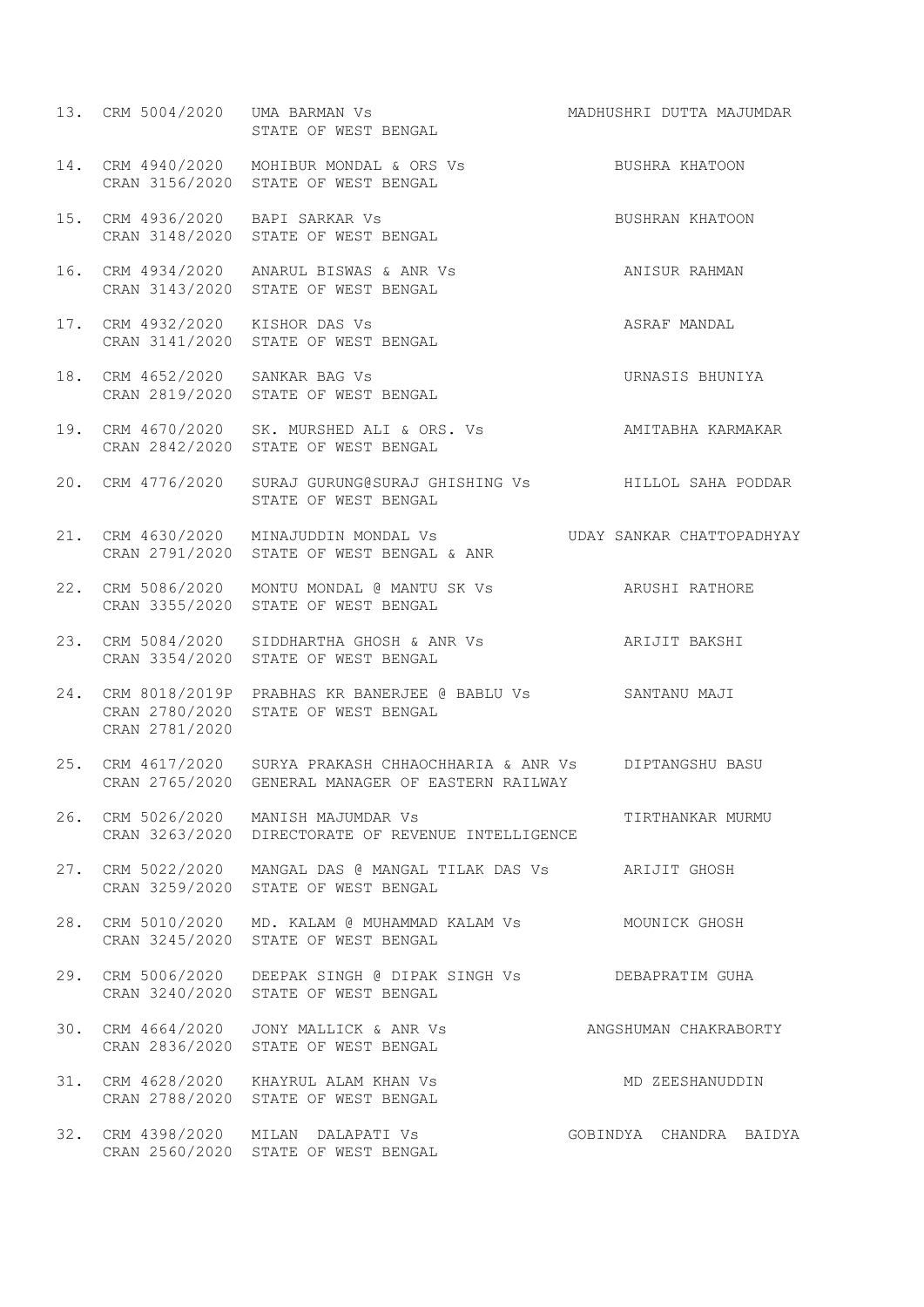| | | | |
|---|---|---|---|
| 13. | CRM 5004/2020 | UMA BARMAN Vs<br>STATE OF WEST BENGAL | MADHUSHRI DUTTA MAJUMDAR |
| 14. | CRM 4940/2020<br>CRAN 3156/2020 | MOHIBUR MONDAL & ORS Vs<br>STATE OF WEST BENGAL | BUSHRA KHATOON |
| 15. | CRM 4936/2020<br>CRAN 3148/2020 | BAPI SARKAR Vs<br>STATE OF WEST BENGAL | BUSHRAN KHATOON |
| 16. | CRM 4934/2020<br>CRAN 3143/2020 | ANARUL BISWAS & ANR Vs<br>STATE OF WEST BENGAL | ANISUR RAHMAN |
| 17. | CRM 4932/2020<br>CRAN 3141/2020 | KISHOR DAS Vs<br>STATE OF WEST BENGAL | ASRAF MANDAL |
| 18. | CRM 4652/2020<br>CRAN 2819/2020 | SANKAR BAG Vs<br>STATE OF WEST BENGAL | URNASIS BHUNIYA |
| 19. | CRM 4670/2020<br>CRAN 2842/2020 | SK. MURSHED ALI & ORS. Vs<br>STATE OF WEST BENGAL | AMITABHA KARMAKAR |
| 20. | CRM 4776/2020 | SURAJ GURUNG@SURAJ GHISHING Vs<br>STATE OF WEST BENGAL | HILLOL SAHA PODDAR |
| 21. | CRM 4630/2020<br>CRAN 2791/2020 | MINAJUDDIN MONDAL Vs<br>STATE OF WEST BENGAL & ANR | UDAY SANKAR CHATTOPADHYAY |
| 22. | CRM 5086/2020<br>CRAN 3355/2020 | MONTU MONDAL @ MANTU SK Vs<br>STATE OF WEST BENGAL | ARUSHI RATHORE |
| 23. | CRM 5084/2020<br>CRAN 3354/2020 | SIDDHARTHA GHOSH & ANR Vs<br>STATE OF WEST BENGAL | ARIJIT BAKSHI |
| 24. | CRM 8018/2019P<br>CRAN 2780/2020<br>CRAN 2781/2020 | PRABHAS KR BANERJEE @ BABLU Vs<br>STATE OF WEST BENGAL | SANTANU MAJI |
| 25. | CRM 4617/2020<br>CRAN 2765/2020 | SURYA PRAKASH CHHAOCHHARIA & ANR Vs<br>GENERAL MANAGER OF EASTERN RAILWAY | DIPTANGSHU BASU |
| 26. | CRM 5026/2020<br>CRAN 3263/2020 | MANISH MAJUMDAR Vs<br>DIRECTORATE OF REVENUE INTELLIGENCE | TIRTHANKAR MURMU |
| 27. | CRM 5022/2020<br>CRAN 3259/2020 | MANGAL DAS @ MANGAL TILAK DAS Vs<br>STATE OF WEST BENGAL | ARIJIT GHOSH |
| 28. | CRM 5010/2020<br>CRAN 3245/2020 | MD. KALAM @ MUHAMMAD KALAM Vs<br>STATE OF WEST BENGAL | MOUNICK GHOSH |
| 29. | CRM 5006/2020<br>CRAN 3240/2020 | DEEPAK SINGH @ DIPAK SINGH Vs<br>STATE OF WEST BENGAL | DEBAPRATIM GUHA |
| 30. | CRM 4664/2020<br>CRAN 2836/2020 | JONY MALLICK & ANR Vs<br>STATE OF WEST BENGAL | ANGSHUMAN CHAKRABORTY |
| 31. | CRM 4628/2020<br>CRAN 2788/2020 | KHAYRUL ALAM KHAN Vs<br>STATE OF WEST BENGAL | MD ZEESHANUDDIN |
| 32. | CRM 4398/2020<br>CRAN 2560/2020 | MILAN DALAPATI Vs<br>STATE OF WEST BENGAL | GOBINDYA CHANDRA BAIDYA |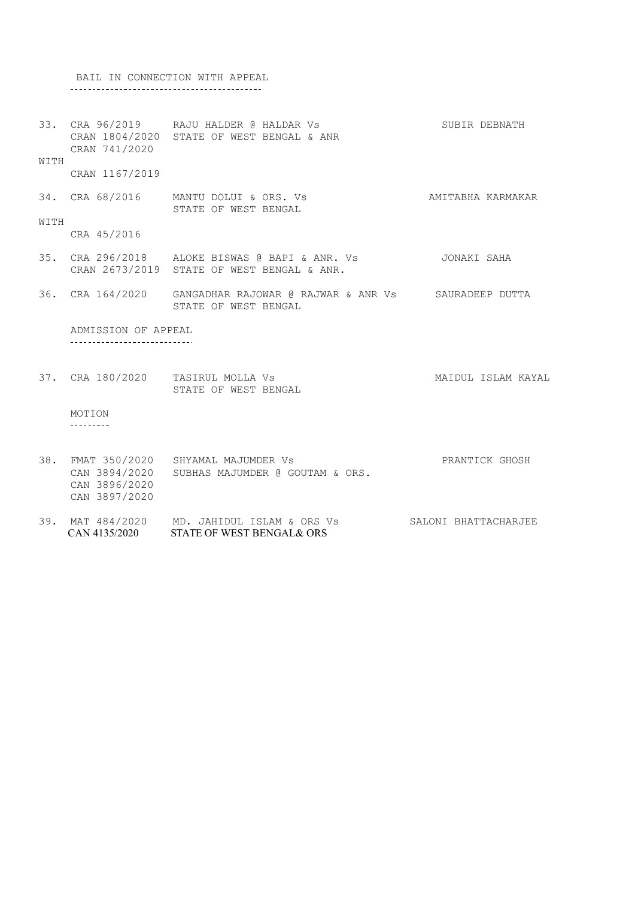BAIL IN CONNECTION WITH APPEAL

---

33. CRA 96/2019 RAJU HALDER @ HALDAR Vs SUBIR DEBNATH
    CRAN 1804/2020 STATE OF WEST BENGAL & ANR
    CRAN 741/2020

WITH

    CRAN 1167/2019

34. CRA 68/2016 MANTU DOLUI & ORS. Vs AMITABHA KARMAKAR
    STATE OF WEST BENGAL

WITH

    CRA 45/2016

35. CRA 296/2018 ALOKE BISWAS @ BAPI & ANR. Vs JONAKI SAHA
    CRAN 2673/2019 STATE OF WEST BENGAL & ANR.

36. CRA 164/2020 GANGADHAR RAJOWAR @ RAJWAR & ANR Vs SAURADEEP DUTTA
    STATE OF WEST BENGAL

ADMISSION OF APPEAL

---

37. CRA 180/2020 TASIRUL MOLLA Vs MAIDUL ISLAM KAYAL
    STATE OF WEST BENGAL

MOTION

---

38. FMAT 350/2020 SHYAMAL MAJUMDER Vs PRANTICK GHOSH
    CAN 3894/2020 SUBHAS MAJUMDER @ GOUTAM & ORS.
    CAN 3896/2020
    CAN 3897/2020

39. MAT 484/2020 MD. JAHIDUL ISLAM & ORS Vs SALONI BHATTACHARJEE
    CAN 4135/2020 STATE OF WEST BENGAL& ORS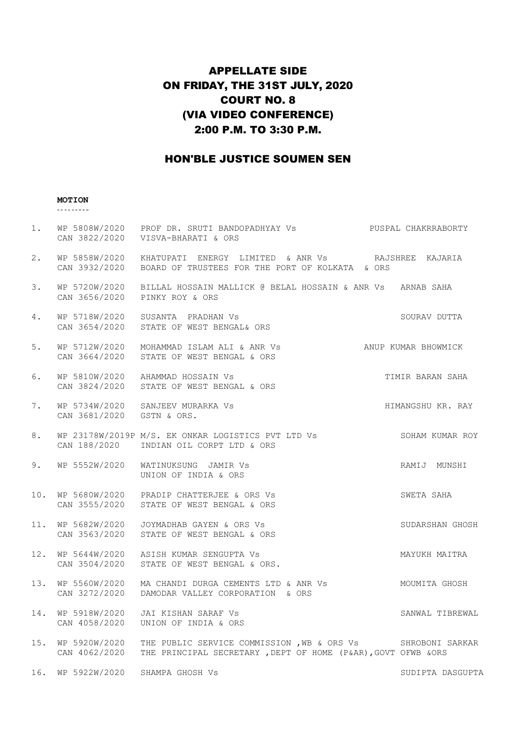# APPELLATE SIDE
# ON FRIDAY, THE 31ST JULY, 2020
# COURT NO. 8
# (VIA VIDEO CONFERENCE)
# 2:00 P.M. TO 3:30 P.M.

## HON'BLE JUSTICE SOUMEN SEN

**MOTION**

---------

1. WP 5808W/2020 PROF DR. SRUTI BANDOPADHYAY Vs PUSPAL CHAKRRABORTY
   CAN 3822/2020 VISVA-BHARATI & ORS

2. WP 5858W/2020 KHATUPATI ENERGY LIMITED & ANR Vs RAJSHREE KAJARIA
   CAN 3932/2020 BOARD OF TRUSTEES FOR THE PORT OF KOLKATA & ORS

3. WP 5720W/2020 BILLAL HOSSAIN MALLICK @ BELAL HOSSAIN & ANR Vs ARNAB SAHA
   CAN 3656/2020 PINKY ROY & ORS

4. WP 5718W/2020 SUSANTA PRADHAN Vs SOURAV DUTTA
   CAN 3654/2020 STATE OF WEST BENGAL& ORS

5. WP 5712W/2020 MOHAMMAD ISLAM ALI & ANR Vs ANUP KUMAR BHOWMICK
   CAN 3664/2020 STATE OF WEST BENGAL & ORS

6. WP 5810W/2020 AHAMMAD HOSSAIN Vs TIMIR BARAN SAHA
   CAN 3824/2020 STATE OF WEST BENGAL & ORS

7. WP 5734W/2020 SANJEEV MURARKA Vs HIMANGSHU KR. RAY
   CAN 3681/2020 GSTN & ORS.

8. WP 23178W/2019P M/S. EK ONKAR LOGISTICS PVT LTD Vs SOHAM KUMAR ROY
   CAN 188/2020 INDIAN OIL CORPT LTD & ORS

9. WP 5552W/2020 WATINUKSUNG JAMIR Vs RAMIJ MUNSHI
   UNION OF INDIA & ORS

10. WP 5680W/2020 PRADIP CHATTERJEE & ORS Vs SWETA SAHA
    CAN 3555/2020 STATE OF WEST BENGAL & ORS

11. WP 5682W/2020 JOYMADHAB GAYEN & ORS Vs SUDARSHAN GHOSH
    CAN 3563/2020 STATE OF WEST BENGAL & ORS

12. WP 5644W/2020 ASISH KUMAR SENGUPTA Vs MAYUKH MAITRA
    CAN 3504/2020 STATE OF WEST BENGAL & ORS.

13. WP 5560W/2020 MA CHANDI DURGA CEMENTS LTD & ANR Vs MOUMITA GHOSH
    CAN 3272/2020 DAMODAR VALLEY CORPORATION & ORS

14. WP 5918W/2020 JAI KISHAN SARAF Vs SANWAL TIBREWAL
    CAN 4058/2020 UNION OF INDIA & ORS

15. WP 5920W/2020 THE PUBLIC SERVICE COMMISSION ,WB & ORS Vs SHROBONI SARKAR
    CAN 4062/2020 THE PRINCIPAL SECRETARY ,DEPT OF HOME (P&AR),GOVT OFWB &ORS

16. WP 5922W/2020 SHAMPA GHOSH Vs SUDIPTA DASGUPTA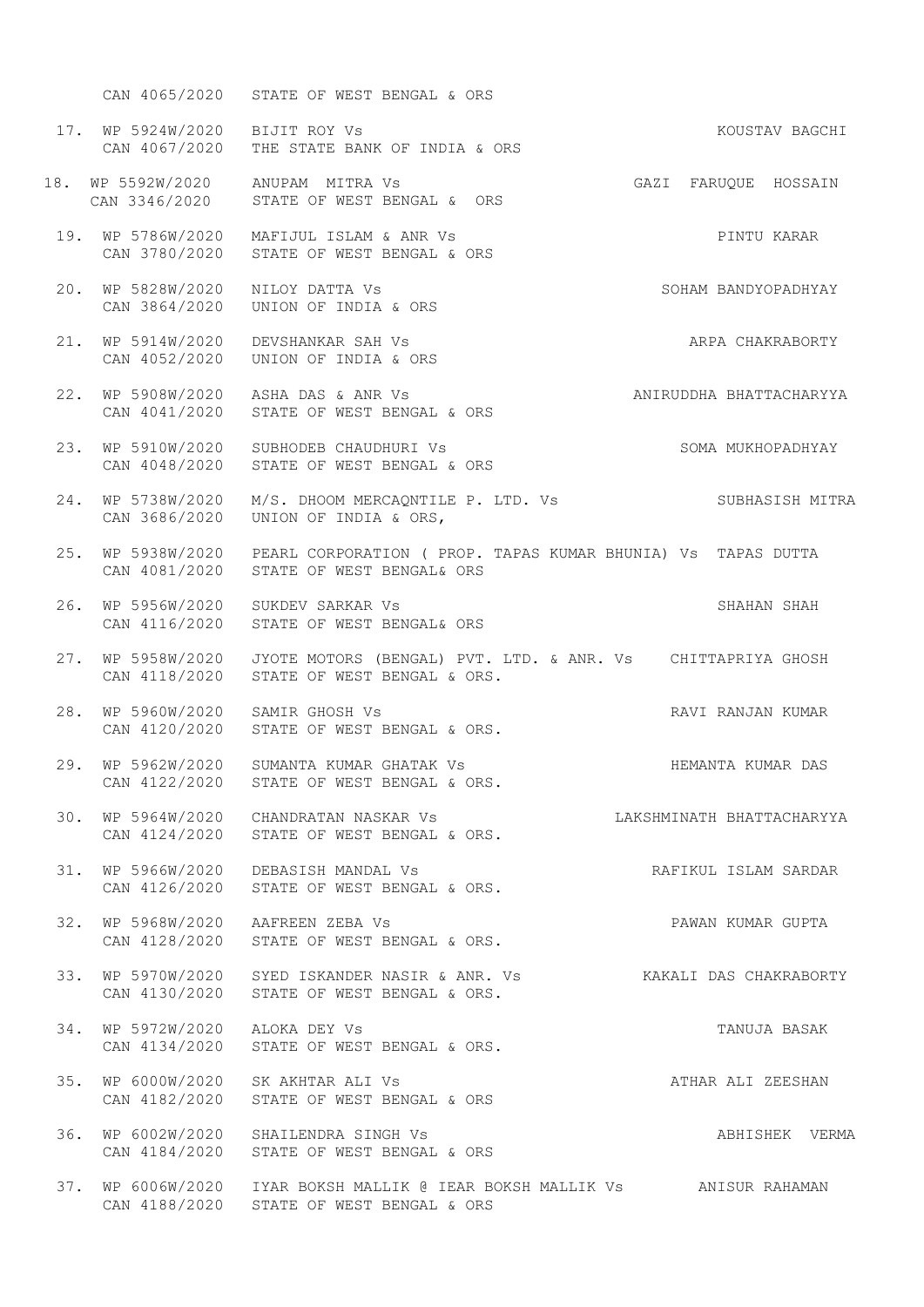CAN 4065/2020 STATE OF WEST BENGAL & ORS

17. WP 5924W/2020 BIJIT ROY Vs KOUSTAV BAGCHI
CAN 4067/2020 THE STATE BANK OF INDIA & ORS

18. WP 5592W/2020 ANUPAM MITRA Vs GAZI FARUQUE HOSSAIN
CAN 3346/2020 STATE OF WEST BENGAL & ORS

19. WP 5786W/2020 MAFIJUL ISLAM & ANR Vs PINTU KARAR
CAN 3780/2020 STATE OF WEST BENGAL & ORS

20. WP 5828W/2020 NILOY DATTA Vs SOHAM BANDYOPADHYAY
CAN 3864/2020 UNION OF INDIA & ORS

21. WP 5914W/2020 DEVSHANKAR SAH Vs ARPA CHAKRABORTY
CAN 4052/2020 UNION OF INDIA & ORS

22. WP 5908W/2020 ASHA DAS & ANR Vs ANIRUDDHA BHATTACHARYYA
CAN 4041/2020 STATE OF WEST BENGAL & ORS

23. WP 5910W/2020 SUBHODEB CHAUDHURI Vs SOMA MUKHOPADHYAY
CAN 4048/2020 STATE OF WEST BENGAL & ORS

24. WP 5738W/2020 M/S. DHOOM MERCAQNTILE P. LTD. Vs SUBHASISH MITRA
CAN 3686/2020 UNION OF INDIA & ORS,

25. WP 5938W/2020 PEARL CORPORATION ( PROP. TAPAS KUMAR BHUNIA) Vs TAPAS DUTTA
CAN 4081/2020 STATE OF WEST BENGAL& ORS

26. WP 5956W/2020 SUKDEV SARKAR Vs SHAHAN SHAH
CAN 4116/2020 STATE OF WEST BENGAL& ORS

27. WP 5958W/2020 JYOTE MOTORS (BENGAL) PVT. LTD. & ANR. Vs CHITTAPRIYA GHOSH
CAN 4118/2020 STATE OF WEST BENGAL & ORS.

28. WP 5960W/2020 SAMIR GHOSH Vs RAVI RANJAN KUMAR
CAN 4120/2020 STATE OF WEST BENGAL & ORS.

29. WP 5962W/2020 SUMANTA KUMAR GHATAK Vs HEMANTA KUMAR DAS
CAN 4122/2020 STATE OF WEST BENGAL & ORS.

30. WP 5964W/2020 CHANDRATAN NASKAR Vs LAKSHMINATH BHATTACHARYYA
CAN 4124/2020 STATE OF WEST BENGAL & ORS.

31. WP 5966W/2020 DEBASISH MANDAL Vs RAFIKUL ISLAM SARDAR
CAN 4126/2020 STATE OF WEST BENGAL & ORS.

32. WP 5968W/2020 AAFREEN ZEBA Vs PAWAN KUMAR GUPTA
CAN 4128/2020 STATE OF WEST BENGAL & ORS.

33. WP 5970W/2020 SYED ISKANDER NASIR & ANR. Vs KAKALI DAS CHAKRABORTY
CAN 4130/2020 STATE OF WEST BENGAL & ORS.

34. WP 5972W/2020 ALOKA DEY Vs TANUJA BASAK
CAN 4134/2020 STATE OF WEST BENGAL & ORS.

35. WP 6000W/2020 SK AKHTAR ALI Vs ATHAR ALI ZEESHAN
CAN 4182/2020 STATE OF WEST BENGAL & ORS

36. WP 6002W/2020 SHAILENDRA SINGH Vs ABHISHEK VERMA
CAN 4184/2020 STATE OF WEST BENGAL & ORS

37. WP 6006W/2020 IYAR BOKSH MALLIK @ IEAR BOKSH MALLIK Vs ANISUR RAHAMAN
CAN 4188/2020 STATE OF WEST BENGAL & ORS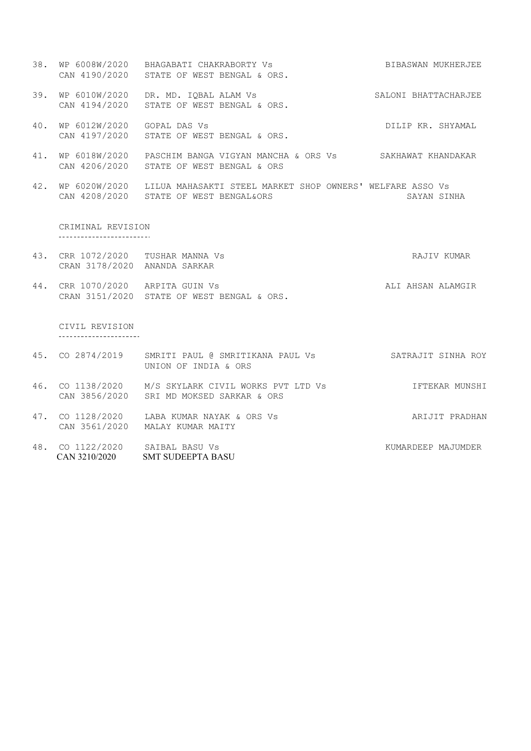38. WP 6008W/2020 BHAGABATI CHAKRABORTY Vs — BIBASWAN MUKHERJEE
    CAN 4190/2020 STATE OF WEST BENGAL & ORS.

39. WP 6010W/2020 DR. MD. IQBAL ALAM Vs — SALONI BHATTACHARJEE
    CAN 4194/2020 STATE OF WEST BENGAL & ORS.

40. WP 6012W/2020 GOPAL DAS Vs — DILIP KR. SHYAMAL
    CAN 4197/2020 STATE OF WEST BENGAL & ORS.

41. WP 6018W/2020 PASCHIM BANGA VIGYAN MANCHA & ORS Vs — SAKHAWAT KHANDAKAR
    CAN 4206/2020 STATE OF WEST BENGAL & ORS

42. WP 6020W/2020 LILUA MAHASAKTI STEEL MARKET SHOP OWNERS' WELFARE ASSO Vs
    CAN 4208/2020 STATE OF WEST BENGAL&ORS — SAYAN SINHA

## CRIMINAL REVISION

43. CRR 1072/2020 TUSHAR MANNA Vs — RAJIV KUMAR
    CRAN 3178/2020 ANANDA SARKAR

44. CRR 1070/2020 ARPITA GUIN Vs — ALI AHSAN ALAMGIR
    CRAN 3151/2020 STATE OF WEST BENGAL & ORS.

## CIVIL REVISION

45. CO 2874/2019 SMRITI PAUL @ SMRITIKANA PAUL Vs — SATRAJIT SINHA ROY
    UNION OF INDIA & ORS

46. CO 1138/2020 M/S SKYLARK CIVIL WORKS PVT LTD Vs — IFTEKAR MUNSHI
    CAN 3856/2020 SRI MD MOKSED SARKAR & ORS

47. CO 1128/2020 LABA KUMAR NAYAK & ORS Vs — ARIJIT PRADHAN
    CAN 3561/2020 MALAY KUMAR MAITY

48. CO 1122/2020 SAIBAL BASU Vs — KUMARDEEP MAJUMDER
    CAN 3210/2020 SMT SUDEEPTA BASU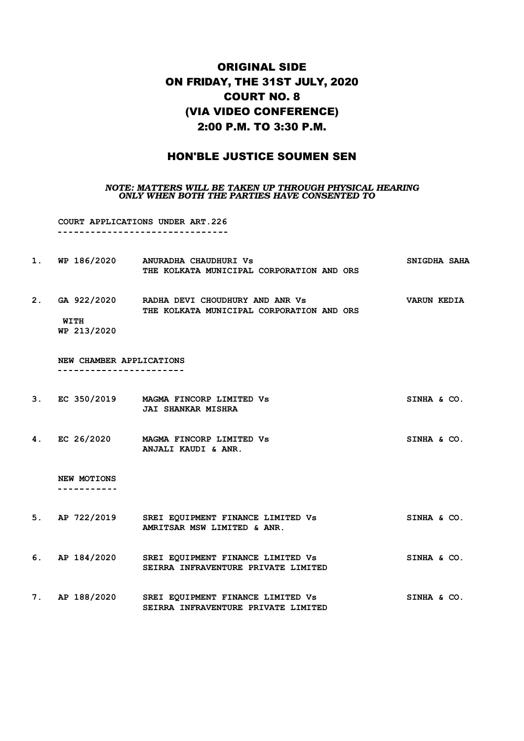# ORIGINAL SIDE
# ON FRIDAY, THE 31ST JULY, 2020
# COURT NO. 8
# (VIA VIDEO CONFERENCE)
# 2:00 P.M. TO 3:30 P.M.

## HON'BLE JUSTICE SOUMEN SEN

***NOTE: MATTERS WILL BE TAKEN UP THROUGH PHYSICAL HEARING ONLY WHEN BOTH THE PARTIES HAVE CONSENTED TO***

**COURT APPLICATIONS UNDER ART.226**
**-------------------------------**

| | | | |
|---|---|---|---|
| **1.** | **WP 186/2020** | **ANURADHA CHAUDHURI Vs THE KOLKATA MUNICIPAL CORPORATION AND ORS** | **SNIGDHA SAHA** |
| **2.** | **GA 922/2020 WITH WP 213/2020** | **RADHA DEVI CHOUDHURY AND ANR Vs THE KOLKATA MUNICIPAL CORPORATION AND ORS** | **VARUN KEDIA** |

**NEW CHAMBER APPLICATIONS**
**----------------------**

| | | | |
|---|---|---|---|
| **3.** | **EC 350/2019** | **MAGMA FINCORP LIMITED Vs JAI SHANKAR MISHRA** | **SINHA & CO.** |
| **4.** | **EC 26/2020** | **MAGMA FINCORP LIMITED Vs ANJALI KAUDI & ANR.** | **SINHA & CO.** |

**NEW MOTIONS**
**-----------**

| | | | |
|---|---|---|---|
| **5.** | **AP 722/2019** | **SREI EQUIPMENT FINANCE LIMITED Vs AMRITSAR MSW LIMITED & ANR.** | **SINHA & CO.** |
| **6.** | **AP 184/2020** | **SREI EQUIPMENT FINANCE LIMITED Vs SEIRRA INFRAVENTURE PRIVATE LIMITED** | **SINHA & CO.** |
| **7.** | **AP 188/2020** | **SREI EQUIPMENT FINANCE LIMITED Vs SEIRRA INFRAVENTURE PRIVATE LIMITED** | **SINHA & CO.** |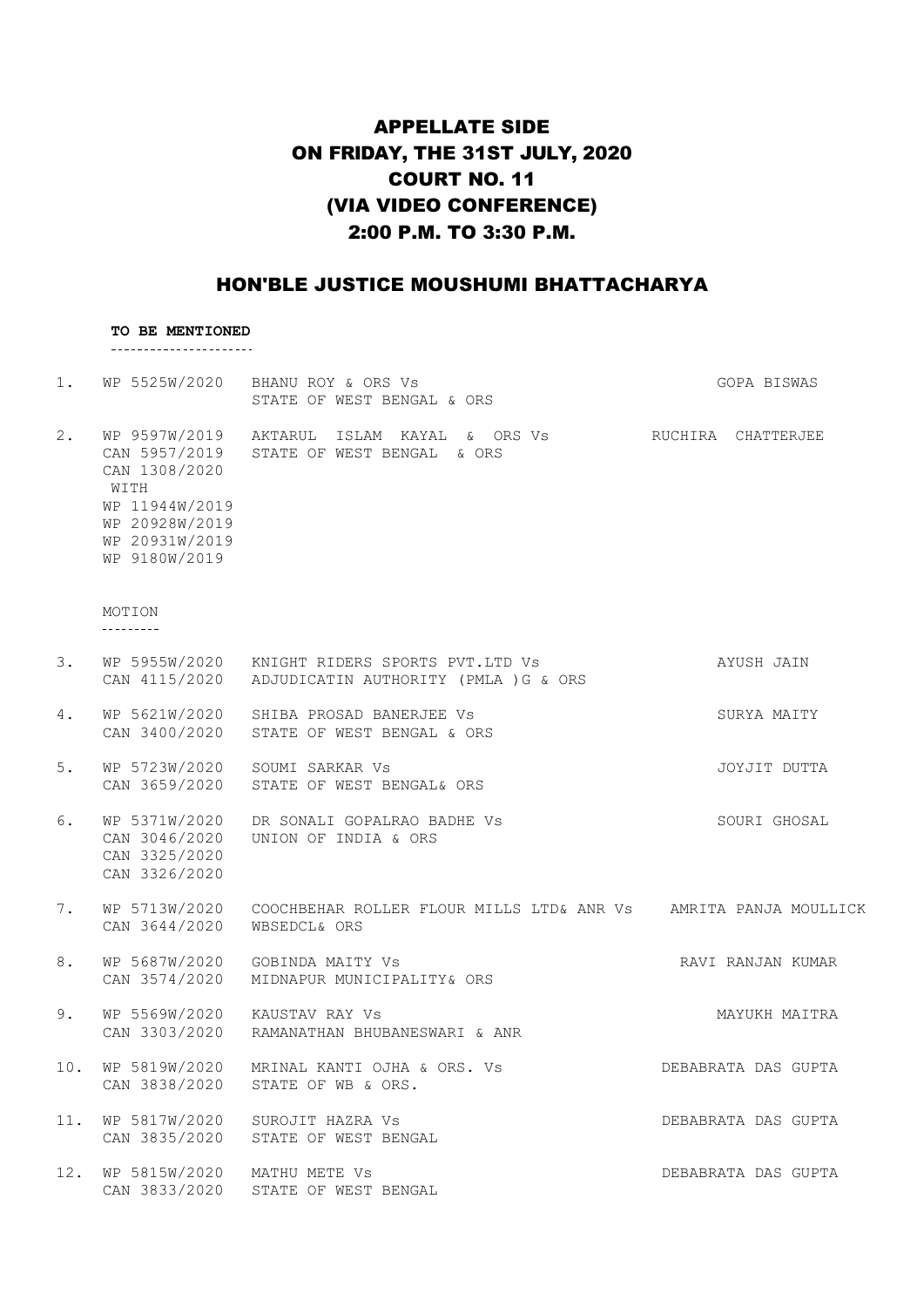# APPELLATE SIDE
# ON FRIDAY, THE 31ST JULY, 2020
# COURT NO. 11
# (VIA VIDEO CONFERENCE)
# 2:00 P.M. TO 3:30 P.M.

## HON'BLE JUSTICE MOUSHUMI BHATTACHARYA

**TO BE MENTIONED**

| | | | |
|---|---|---|---|
| 1. | WP 5525W/2020 | BHANU ROY & ORS Vs<br>STATE OF WEST BENGAL & ORS | GOPA BISWAS |
| 2. | WP 9597W/2019<br>CAN 5957/2019<br>CAN 1308/2020<br>WITH<br>WP 11944W/2019<br>WP 20928W/2019<br>WP 20931W/2019<br>WP 9180W/2019 | AKTARUL ISLAM KAYAL & ORS Vs<br>STATE OF WEST BENGAL & ORS | RUCHIRA CHATTERJEE |

MOTION

| | | | |
|---|---|---|---|
| 3. | WP 5955W/2020<br>CAN 4115/2020 | KNIGHT RIDERS SPORTS PVT.LTD Vs<br>ADJUDICATIN AUTHORITY (PMLA )G & ORS | AYUSH JAIN |
| 4. | WP 5621W/2020<br>CAN 3400/2020 | SHIBA PROSAD BANERJEE Vs<br>STATE OF WEST BENGAL & ORS | SURYA MAITY |
| 5. | WP 5723W/2020<br>CAN 3659/2020 | SOUMI SARKAR Vs<br>STATE OF WEST BENGAL& ORS | JOYJIT DUTTA |
| 6. | WP 5371W/2020<br>CAN 3046/2020<br>CAN 3325/2020<br>CAN 3326/2020 | DR SONALI GOPALRAO BADHE Vs<br>UNION OF INDIA & ORS | SOURI GHOSAL |
| 7. | WP 5713W/2020<br>CAN 3644/2020 | COOCHBEHAR ROLLER FLOUR MILLS LTD& ANR Vs<br>WBSEDCL& ORS | AMRITA PANJA MOULLICK |
| 8. | WP 5687W/2020<br>CAN 3574/2020 | GOBINDA MAITY Vs<br>MIDNAPUR MUNICIPALITY& ORS | RAVI RANJAN KUMAR |
| 9. | WP 5569W/2020<br>CAN 3303/2020 | KAUSTAV RAY Vs<br>RAMANATHAN BHUBANESWARI & ANR | MAYUKH MAITRA |
| 10. | WP 5819W/2020<br>CAN 3838/2020 | MRINAL KANTI OJHA & ORS. Vs<br>STATE OF WB & ORS. | DEBABRATA DAS GUPTA |
| 11. | WP 5817W/2020<br>CAN 3835/2020 | SUROJIT HAZRA Vs<br>STATE OF WEST BENGAL | DEBABRATA DAS GUPTA |
| 12. | WP 5815W/2020<br>CAN 3833/2020 | MATHU METE Vs<br>STATE OF WEST BENGAL | DEBABRATA DAS GUPTA |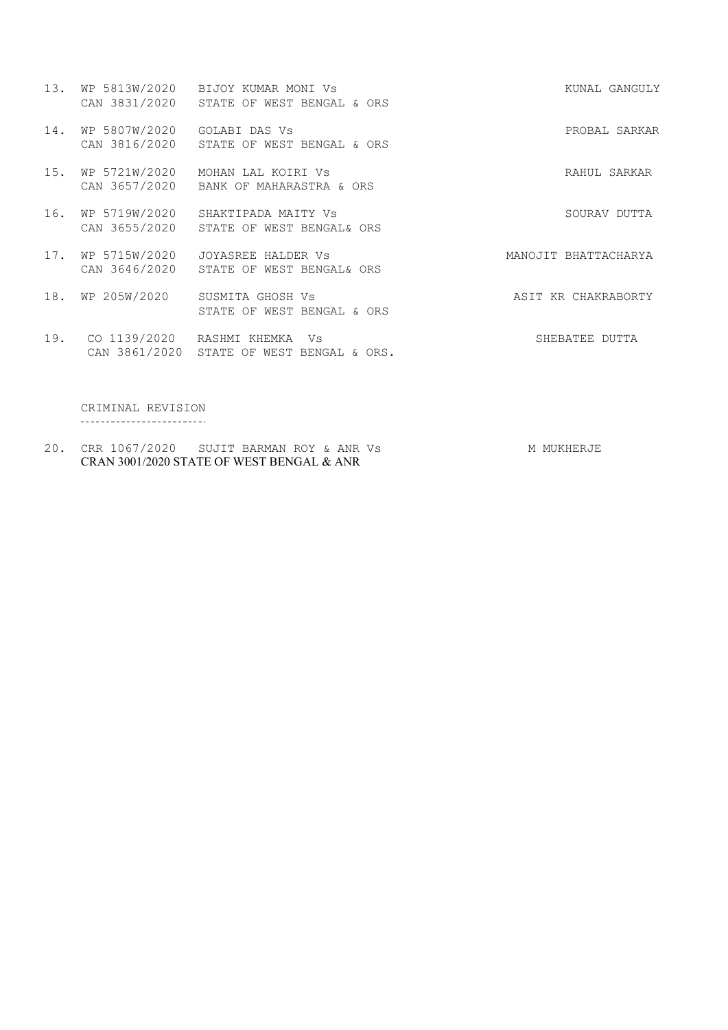13. WP 5813W/2020 CAN 3831/2020 BIJOY KUMAR MONI Vs STATE OF WEST BENGAL & ORS — KUNAL GANGULY

14. WP 5807W/2020 CAN 3816/2020 GOLABI DAS Vs STATE OF WEST BENGAL & ORS — PROBAL SARKAR

15. WP 5721W/2020 CAN 3657/2020 MOHAN LAL KOIRI Vs BANK OF MAHARASTRA & ORS — RAHUL SARKAR

16. WP 5719W/2020 CAN 3655/2020 SHAKTIPADA MAITY Vs STATE OF WEST BENGAL& ORS — SOURAV DUTTA

17. WP 5715W/2020 CAN 3646/2020 JOYASREE HALDER Vs STATE OF WEST BENGAL& ORS — MANOJIT BHATTACHARYA

18. WP 205W/2020 SUSMITA GHOSH Vs STATE OF WEST BENGAL & ORS — ASIT KR CHAKRABORTY

19. CO 1139/2020 CAN 3861/2020 RASHMI KHEMKA Vs STATE OF WEST BENGAL & ORS. — SHEBATEE DUTTA

CRIMINAL REVISION

20. CRR 1067/2020 CRAN 3001/2020 SUJIT BARMAN ROY & ANR Vs STATE OF WEST BENGAL & ANR — M MUKHERJE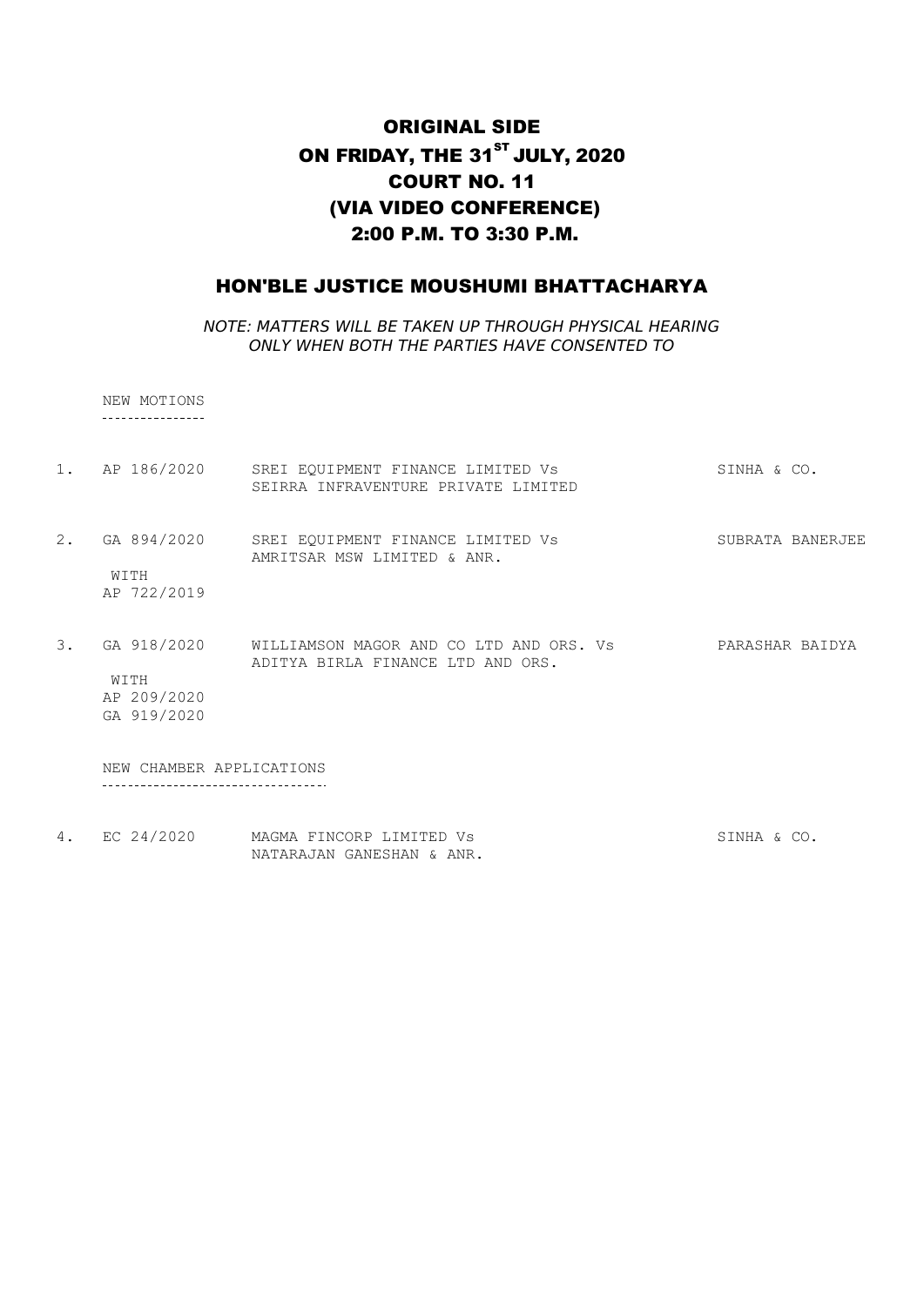# ORIGINAL SIDE
# ON FRIDAY, THE 31ST JULY, 2020
# COURT NO. 11
# (VIA VIDEO CONFERENCE)
# 2:00 P.M. TO 3:30 P.M.

## HON'BLE JUSTICE MOUSHUMI BHATTACHARYA

*NOTE: MATTERS WILL BE TAKEN UP THROUGH PHYSICAL HEARING ONLY WHEN BOTH THE PARTIES HAVE CONSENTED TO*

NEW MOTIONS

| | | | |
|---|---|---|---|
| 1. | AP 186/2020 | SREI EQUIPMENT FINANCE LIMITED Vs SEIRRA INFRAVENTURE PRIVATE LIMITED | SINHA & CO. |
| 2. | GA 894/2020 WITH AP 722/2019 | SREI EQUIPMENT FINANCE LIMITED Vs AMRITSAR MSW LIMITED & ANR. | SUBRATA BANERJEE |
| 3. | GA 918/2020 WITH AP 209/2020 GA 919/2020 | WILLIAMSON MAGOR AND CO LTD AND ORS. Vs ADITYA BIRLA FINANCE LTD AND ORS. | PARASHAR BAIDYA |

NEW CHAMBER APPLICATIONS

| | | | |
|---|---|---|---|
| 4. | EC 24/2020 | MAGMA FINCORP LIMITED Vs NATARAJAN GANESHAN & ANR. | SINHA & CO. |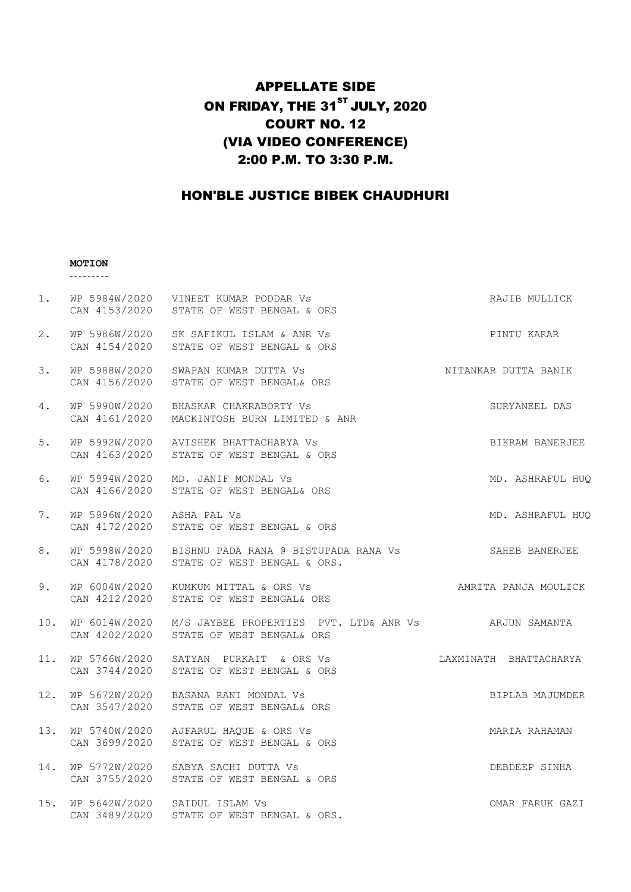# APPELLATE SIDE
# ON FRIDAY, THE 31[ST] JULY, 2020
# COURT NO. 12
# (VIA VIDEO CONFERENCE)
# 2:00 P.M. TO 3:30 P.M.

## HON'BLE JUSTICE BIBEK CHAUDHURI

**MOTION**

---------

| | | | |
|---|---|---|---|
| 1. | WP 5984W/2020<br>CAN 4153/2020 | VINEET KUMAR PODDAR Vs<br>STATE OF WEST BENGAL & ORS | RAJIB MULLICK |
| 2. | WP 5986W/2020<br>CAN 4154/2020 | SK SAFIKUL ISLAM & ANR Vs<br>STATE OF WEST BENGAL & ORS | PINTU KARAR |
| 3. | WP 5988W/2020<br>CAN 4156/2020 | SWAPAN KUMAR DUTTA Vs<br>STATE OF WEST BENGAL& ORS | NITANKAR DUTTA BANIK |
| 4. | WP 5990W/2020<br>CAN 4161/2020 | BHASKAR CHAKRABORTY Vs<br>MACKINTOSH BURN LIMITED & ANR | SURYANEEL DAS |
| 5. | WP 5992W/2020<br>CAN 4163/2020 | AVISHEK BHATTACHARYA Vs<br>STATE OF WEST BENGAL & ORS | BIKRAM BANERJEE |
| 6. | WP 5994W/2020<br>CAN 4166/2020 | MD. JANIF MONDAL Vs<br>STATE OF WEST BENGAL& ORS | MD. ASHRAFUL HUQ |
| 7. | WP 5996W/2020<br>CAN 4172/2020 | ASHA PAL Vs<br>STATE OF WEST BENGAL & ORS | MD. ASHRAFUL HUQ |
| 8. | WP 5998W/2020<br>CAN 4178/2020 | BISHNU PADA RANA @ BISTUPADA RANA Vs<br>STATE OF WEST BENGAL & ORS. | SAHEB BANERJEE |
| 9. | WP 6004W/2020<br>CAN 4212/2020 | KUMKUM MITTAL & ORS Vs<br>STATE OF WEST BENGAL& ORS | AMRITA PANJA MOULICK |
| 10. | WP 6014W/2020<br>CAN 4202/2020 | M/S JAYBEE PROPERTIES PVT. LTD& ANR Vs<br>STATE OF WEST BENGAL& ORS | ARJUN SAMANTA |
| 11. | WP 5766W/2020<br>CAN 3744/2020 | SATYAN PURKAIT & ORS Vs<br>STATE OF WEST BENGAL & ORS | LAXMINATH BHATTACHARYA |
| 12. | WP 5672W/2020<br>CAN 3547/2020 | BASANA RANI MONDAL Vs<br>STATE OF WEST BENGAL& ORS | BIPLAB MAJUMDER |
| 13. | WP 5740W/2020<br>CAN 3699/2020 | AJFARUL HAQUE & ORS Vs<br>STATE OF WEST BENGAL & ORS | MARIA RAHAMAN |
| 14. | WP 5772W/2020<br>CAN 3755/2020 | SABYA SACHI DUTTA Vs<br>STATE OF WEST BENGAL & ORS | DEBDEEP SINHA |
| 15. | WP 5642W/2020<br>CAN 3489/2020 | SAIDUL ISLAM Vs<br>STATE OF WEST BENGAL & ORS. | OMAR FARUK GAZI |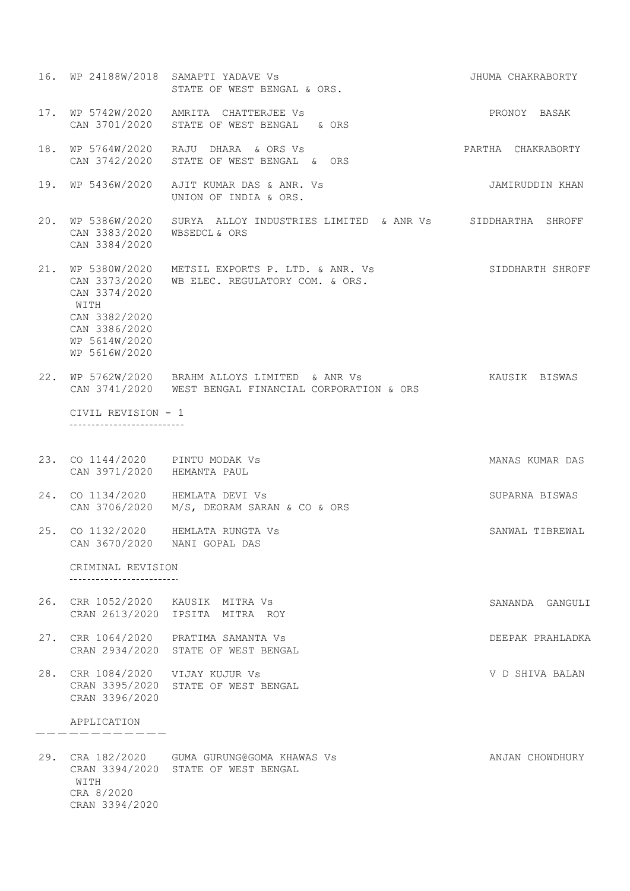| No. | Case No. | Parties | Advocate |
|---|---|---|---|
| 16. | WP 24188W/2018 | SAMAPTI YADAVE Vs STATE OF WEST BENGAL & ORS. | JHUMA CHAKRABORTY |
| 17. | WP 5742W/2020 CAN 3701/2020 | AMRITA CHATTERJEE Vs STATE OF WEST BENGAL & ORS | PRONOY BASAK |
| 18. | WP 5764W/2020 CAN 3742/2020 | RAJU DHARA & ORS Vs STATE OF WEST BENGAL & ORS | PARTHA CHAKRABORTY |
| 19. | WP 5436W/2020 | AJIT KUMAR DAS & ANR. Vs UNION OF INDIA & ORS. | JAMIRUDDIN KHAN |
| 20. | WP 5386W/2020 CAN 3383/2020 CAN 3384/2020 | SURYA ALLOY INDUSTRIES LIMITED & ANR Vs WBSEDCL & ORS | SIDDHARTHA SHROFF |
| 21. | WP 5380W/2020 CAN 3373/2020 CAN 3374/2020 WITH CAN 3382/2020 CAN 3386/2020 WP 5614W/2020 WP 5616W/2020 | METSIL EXPORTS P. LTD. & ANR. Vs WB ELEC. REGULATORY COM. & ORS. | SIDDHARTH SHROFF |
| 22. | WP 5762W/2020 CAN 3741/2020 | BRAHM ALLOYS LIMITED & ANR Vs WEST BENGAL FINANCIAL CORPORATION & ORS | KAUSIK BISWAS |

CIVIL REVISION - 1

| No. | Case No. | Parties | Advocate |
|---|---|---|---|
| 23. | CO 1144/2020 CAN 3971/2020 | PINTU MODAK Vs HEMANTA PAUL | MANAS KUMAR DAS |
| 24. | CO 1134/2020 CAN 3706/2020 | HEMLATA DEVI Vs M/S, DEORAM SARAN & CO & ORS | SUPARNA BISWAS |
| 25. | CO 1132/2020 CAN 3670/2020 | HEMLATA RUNGTA Vs NANI GOPAL DAS | SANWAL TIBREWAL |

CRIMINAL REVISION

| No. | Case No. | Parties | Advocate |
|---|---|---|---|
| 26. | CRR 1052/2020 CRAN 2613/2020 | KAUSIK MITRA Vs IPSITA MITRA ROY | SANANDA GANGULI |
| 27. | CRR 1064/2020 CRAN 2934/2020 | PRATIMA SAMANTA Vs STATE OF WEST BENGAL | DEEPAK PRAHLADKA |
| 28. | CRR 1084/2020 CRAN 3395/2020 CRAN 3396/2020 | VIJAY KUJUR Vs STATE OF WEST BENGAL | V D SHIVA BALAN |

APPLICATION

| No. | Case No. | Parties | Advocate |
|---|---|---|---|
| 29. | CRA 182/2020 CRAN 3394/2020 WITH CRA 8/2020 CRAN 3394/2020 | GUMA GURUNG@GOMA KHAWAS Vs STATE OF WEST BENGAL | ANJAN CHOWDHURY |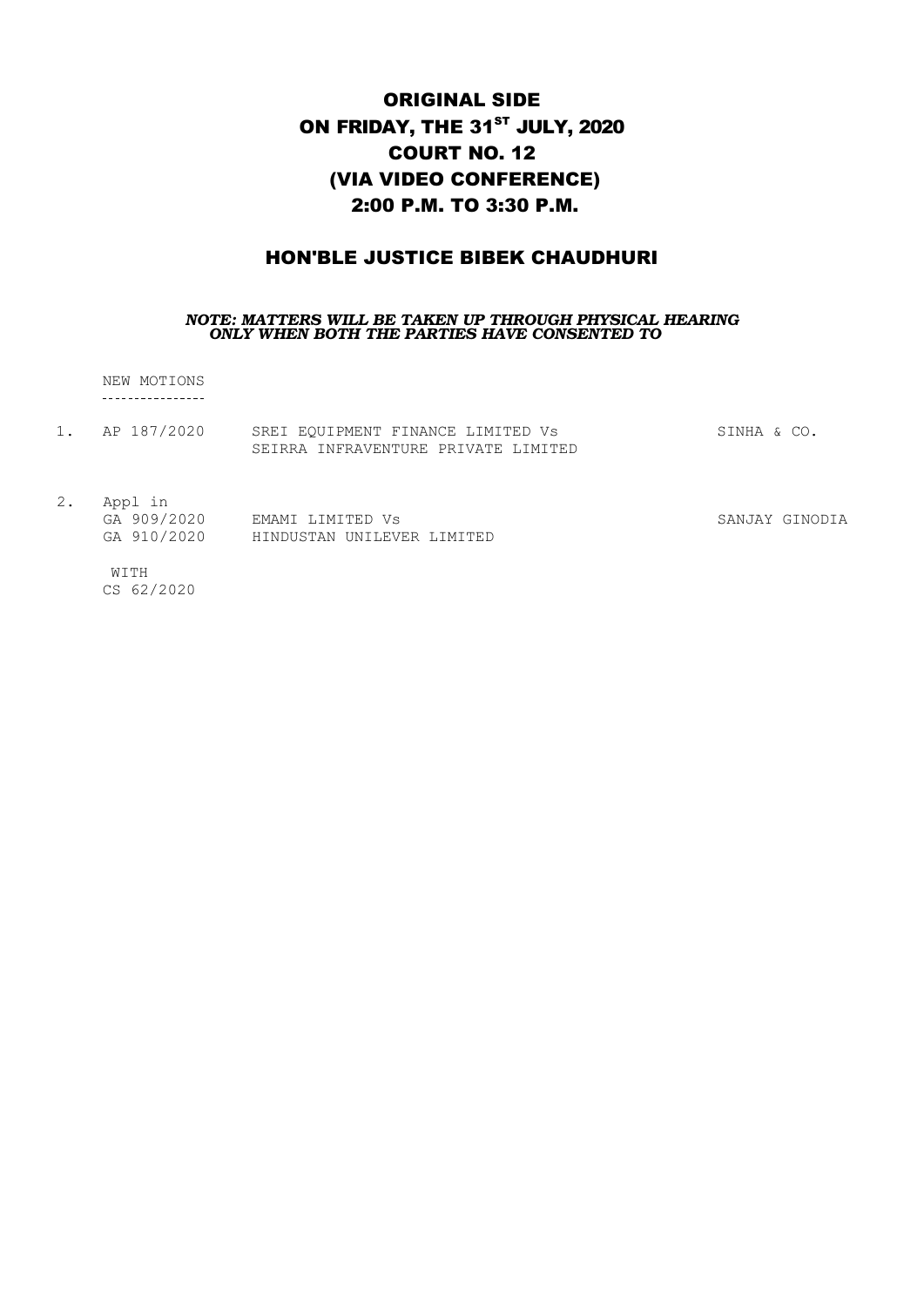# ORIGINAL SIDE
# ON FRIDAY, THE 31[ST] JULY, 2020
# COURT NO. 12
# (VIA VIDEO CONFERENCE)
# 2:00 P.M. TO 3:30 P.M.

## HON'BLE JUSTICE BIBEK CHAUDHURI

***NOTE: MATTERS WILL BE TAKEN UP THROUGH PHYSICAL HEARING ONLY WHEN BOTH THE PARTIES HAVE CONSENTED TO***

NEW MOTIONS

---

1. AP 187/2020 — SREI EQUIPMENT FINANCE LIMITED Vs SEIRRA INFRAVENTURE PRIVATE LIMITED — SINHA & CO.

2. Appl in GA 909/2020, GA 910/2020 — EMAMI LIMITED Vs HINDUSTAN UNILEVER LIMITED — SANJAY GINODIA

   WITH
   CS 62/2020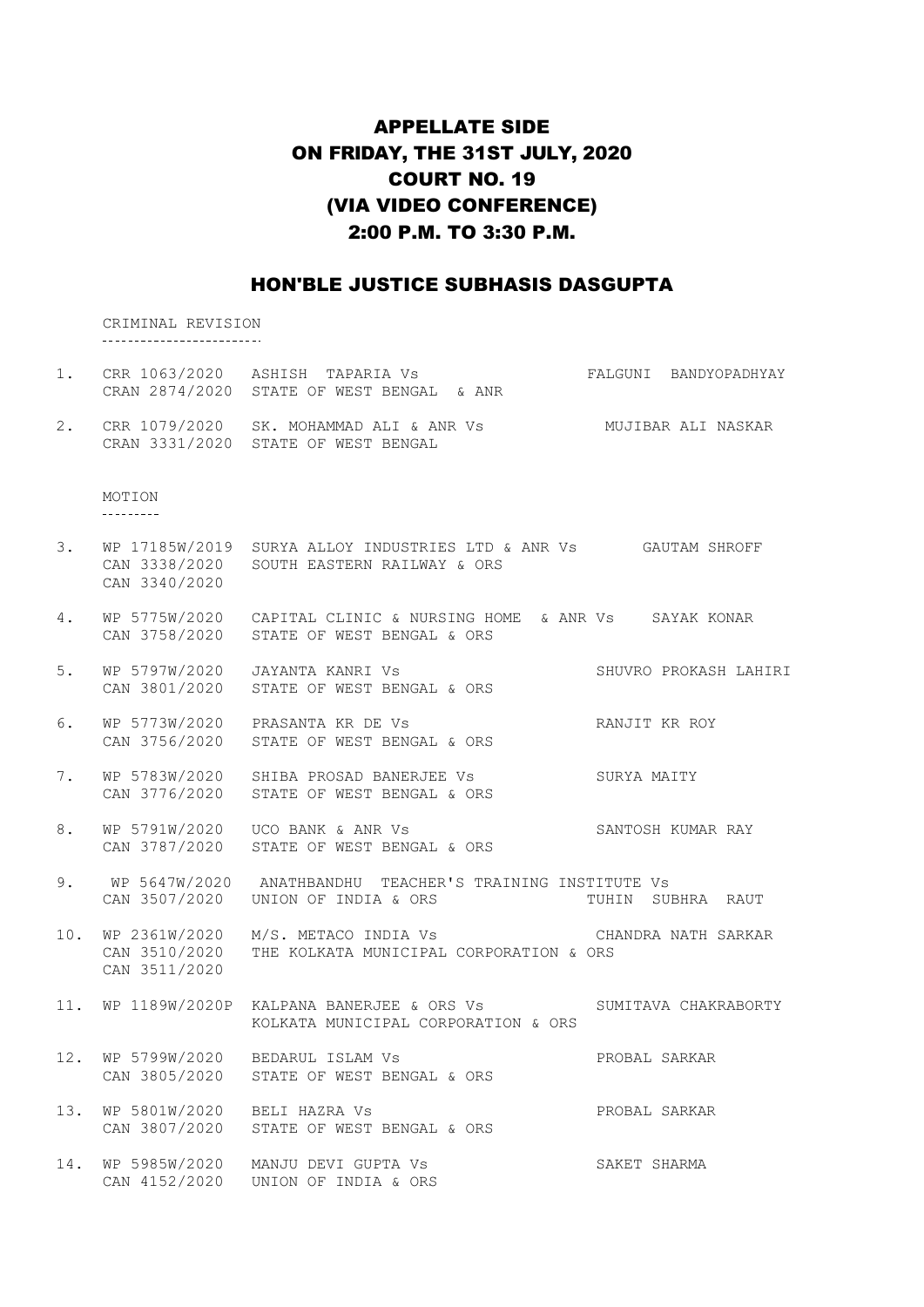# APPELLATE SIDE
# ON FRIDAY, THE 31ST JULY, 2020
# COURT NO. 19
# (VIA VIDEO CONFERENCE)
# 2:00 P.M. TO 3:30 P.M.

## HON'BLE JUSTICE SUBHASIS DASGUPTA

CRIMINAL REVISION

---

1. CRR 1063/2020 ASHISH TAPARIA Vs FALGUNI BANDYOPADHYAY
   CRAN 2874/2020 STATE OF WEST BENGAL & ANR

2. CRR 1079/2020 SK. MOHAMMAD ALI & ANR Vs MUJIBAR ALI NASKAR
   CRAN 3331/2020 STATE OF WEST BENGAL

MOTION

---

3. WP 17185W/2019 SURYA ALLOY INDUSTRIES LTD & ANR Vs GAUTAM SHROFF
   CAN 3338/2020 SOUTH EASTERN RAILWAY & ORS
   CAN 3340/2020

4. WP 5775W/2020 CAPITAL CLINIC & NURSING HOME & ANR Vs SAYAK KONAR
   CAN 3758/2020 STATE OF WEST BENGAL & ORS

5. WP 5797W/2020 JAYANTA KANRI Vs SHUVRO PROKASH LAHIRI
   CAN 3801/2020 STATE OF WEST BENGAL & ORS

6. WP 5773W/2020 PRASANTA KR DE Vs RANJIT KR ROY
   CAN 3756/2020 STATE OF WEST BENGAL & ORS

7. WP 5783W/2020 SHIBA PROSAD BANERJEE Vs SURYA MAITY
   CAN 3776/2020 STATE OF WEST BENGAL & ORS

8. WP 5791W/2020 UCO BANK & ANR Vs SANTOSH KUMAR RAY
   CAN 3787/2020 STATE OF WEST BENGAL & ORS

9. WP 5647W/2020 ANATHBANDHU TEACHER'S TRAINING INSTITUTE Vs
   CAN 3507/2020 UNION OF INDIA & ORS TUHIN SUBHRA RAUT

10. WP 2361W/2020 M/S. METACO INDIA Vs CHANDRA NATH SARKAR
    CAN 3510/2020 THE KOLKATA MUNICIPAL CORPORATION & ORS
    CAN 3511/2020

11. WP 1189W/2020P KALPANA BANERJEE & ORS Vs SUMITAVA CHAKRABORTY
    KOLKATA MUNICIPAL CORPORATION & ORS

12. WP 5799W/2020 BEDARUL ISLAM Vs PROBAL SARKAR
    CAN 3805/2020 STATE OF WEST BENGAL & ORS

13. WP 5801W/2020 BELI HAZRA Vs PROBAL SARKAR
    CAN 3807/2020 STATE OF WEST BENGAL & ORS

14. WP 5985W/2020 MANJU DEVI GUPTA Vs SAKET SHARMA
    CAN 4152/2020 UNION OF INDIA & ORS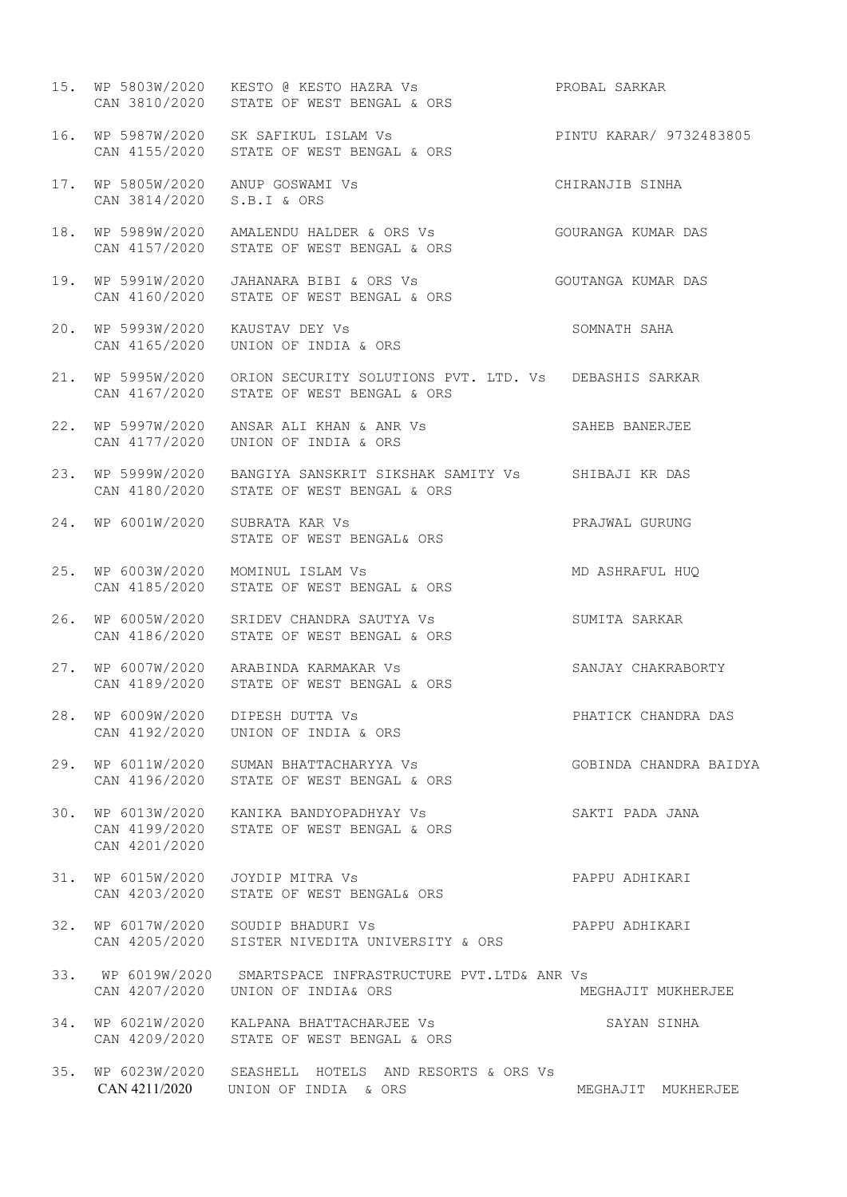| | | | |
|---|---|---|---|
| 15. | WP 5803W/2020<br>CAN 3810/2020 | KESTO @ KESTO HAZRA Vs<br>STATE OF WEST BENGAL & ORS | PROBAL SARKAR |
| 16. | WP 5987W/2020<br>CAN 4155/2020 | SK SAFIKUL ISLAM Vs<br>STATE OF WEST BENGAL & ORS | PINTU KARAR/ 9732483805 |
| 17. | WP 5805W/2020<br>CAN 3814/2020 | ANUP GOSWAMI Vs<br>S.B.I & ORS | CHIRANJIB SINHA |
| 18. | WP 5989W/2020<br>CAN 4157/2020 | AMALENDU HALDER & ORS Vs<br>STATE OF WEST BENGAL & ORS | GOURANGA KUMAR DAS |
| 19. | WP 5991W/2020<br>CAN 4160/2020 | JAHANARA BIBI & ORS Vs<br>STATE OF WEST BENGAL & ORS | GOUTANGA KUMAR DAS |
| 20. | WP 5993W/2020<br>CAN 4165/2020 | KAUSTAV DEY Vs<br>UNION OF INDIA & ORS | SOMNATH SAHA |
| 21. | WP 5995W/2020<br>CAN 4167/2020 | ORION SECURITY SOLUTIONS PVT. LTD. Vs<br>STATE OF WEST BENGAL & ORS | DEBASHIS SARKAR |
| 22. | WP 5997W/2020<br>CAN 4177/2020 | ANSAR ALI KHAN & ANR Vs<br>UNION OF INDIA & ORS | SAHEB BANERJEE |
| 23. | WP 5999W/2020<br>CAN 4180/2020 | BANGIYA SANSKRIT SIKSHAK SAMITY Vs<br>STATE OF WEST BENGAL & ORS | SHIBAJI KR DAS |
| 24. | WP 6001W/2020 | SUBRATA KAR Vs<br>STATE OF WEST BENGAL& ORS | PRAJWAL GURUNG |
| 25. | WP 6003W/2020<br>CAN 4185/2020 | MOMINUL ISLAM Vs<br>STATE OF WEST BENGAL & ORS | MD ASHRAFUL HUQ |
| 26. | WP 6005W/2020<br>CAN 4186/2020 | SRIDEV CHANDRA SAUTYA Vs<br>STATE OF WEST BENGAL & ORS | SUMITA SARKAR |
| 27. | WP 6007W/2020<br>CAN 4189/2020 | ARABINDA KARMAKAR Vs<br>STATE OF WEST BENGAL & ORS | SANJAY CHAKRABORTY |
| 28. | WP 6009W/2020<br>CAN 4192/2020 | DIPESH DUTTA Vs<br>UNION OF INDIA & ORS | PHATICK CHANDRA DAS |
| 29. | WP 6011W/2020<br>CAN 4196/2020 | SUMAN BHATTACHARYYA Vs<br>STATE OF WEST BENGAL & ORS | GOBINDA CHANDRA BAIDYA |
| 30. | WP 6013W/2020<br>CAN 4199/2020<br>CAN 4201/2020 | KANIKA BANDYOPADHYAY Vs<br>STATE OF WEST BENGAL & ORS | SAKTI PADA JANA |
| 31. | WP 6015W/2020<br>CAN 4203/2020 | JOYDIP MITRA Vs<br>STATE OF WEST BENGAL& ORS | PAPPU ADHIKARI |
| 32. | WP 6017W/2020<br>CAN 4205/2020 | SOUDIP BHADURI Vs<br>SISTER NIVEDITA UNIVERSITY & ORS | PAPPU ADHIKARI |
| 33. | WP 6019W/2020<br>CAN 4207/2020 | SMARTSPACE INFRASTRUCTURE PVT.LTD& ANR Vs<br>UNION OF INDIA& ORS | MEGHAJIT MUKHERJEE |
| 34. | WP 6021W/2020<br>CAN 4209/2020 | KALPANA BHATTACHARJEE Vs<br>STATE OF WEST BENGAL & ORS | SAYAN SINHA |
| 35. | WP 6023W/2020<br>CAN 4211/2020 | SEASHELL HOTELS AND RESORTS & ORS Vs<br>UNION OF INDIA & ORS | MEGHAJIT MUKHERJEE |